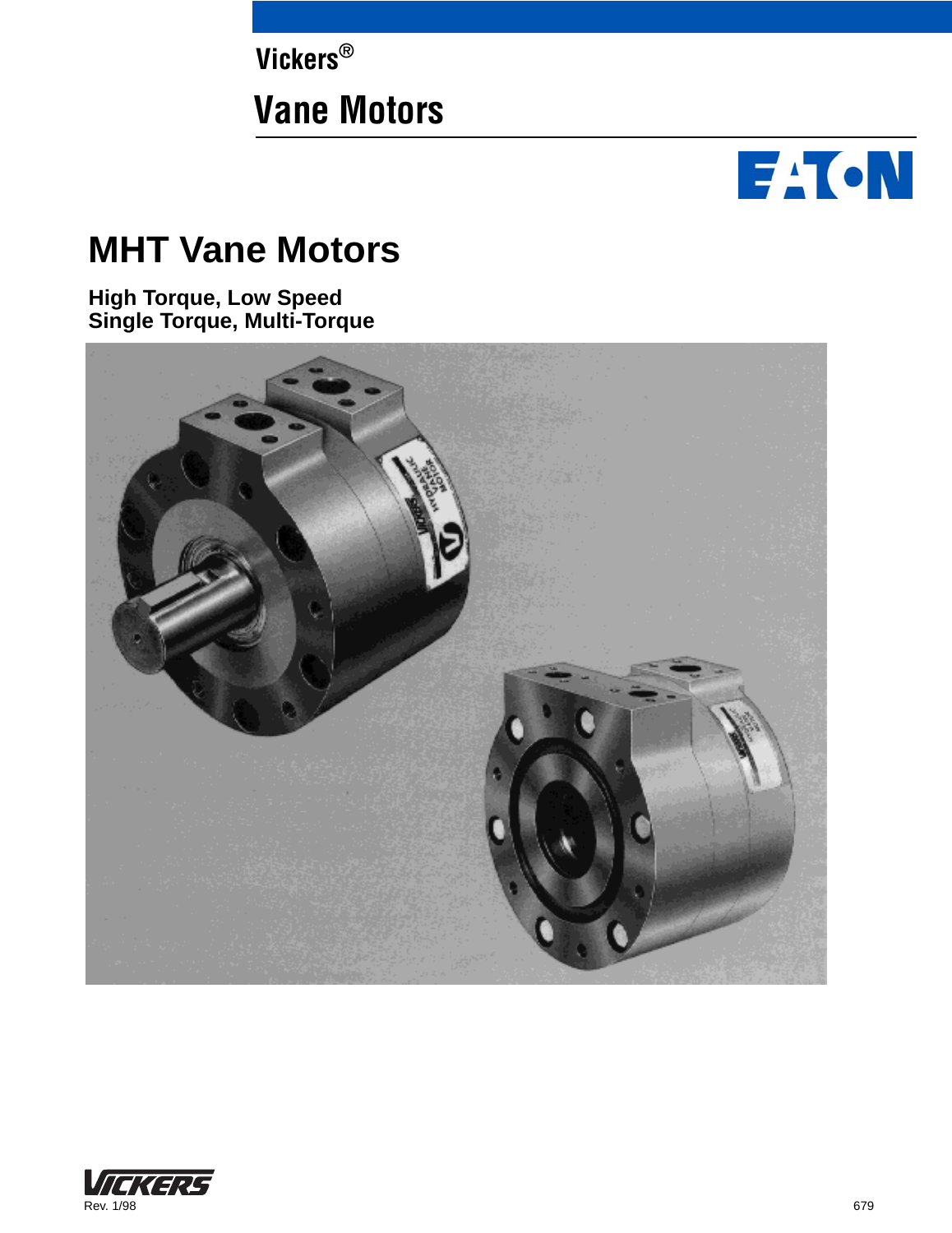Vickers®

# Vane Motors

EATON

# MHT Vane Motors

**High Torque, Low Speed**
**Single Torque, Multi-Torque**

VICKERS

Rev. 1/98

679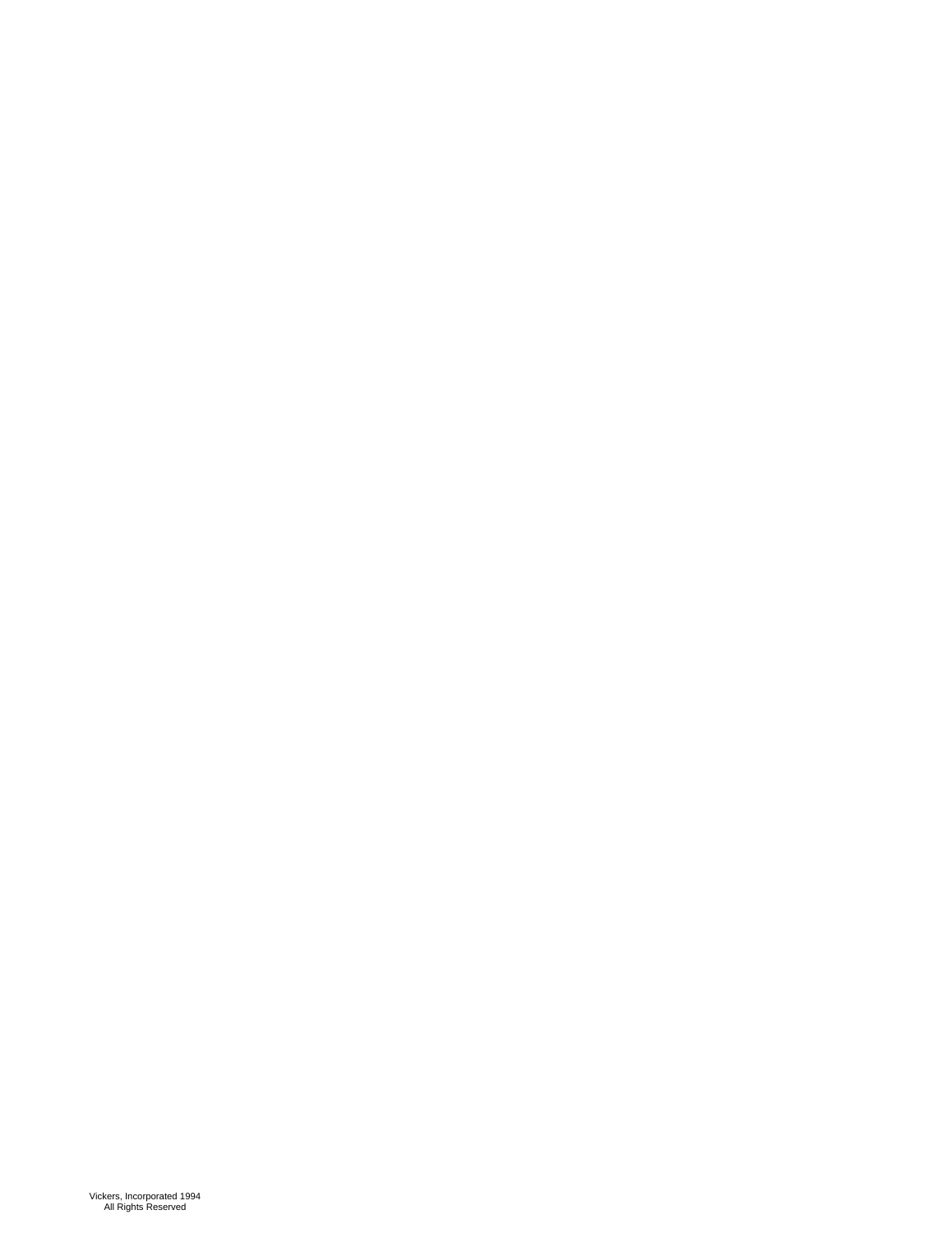Vickers, Incorporated 1994
All Rights Reserved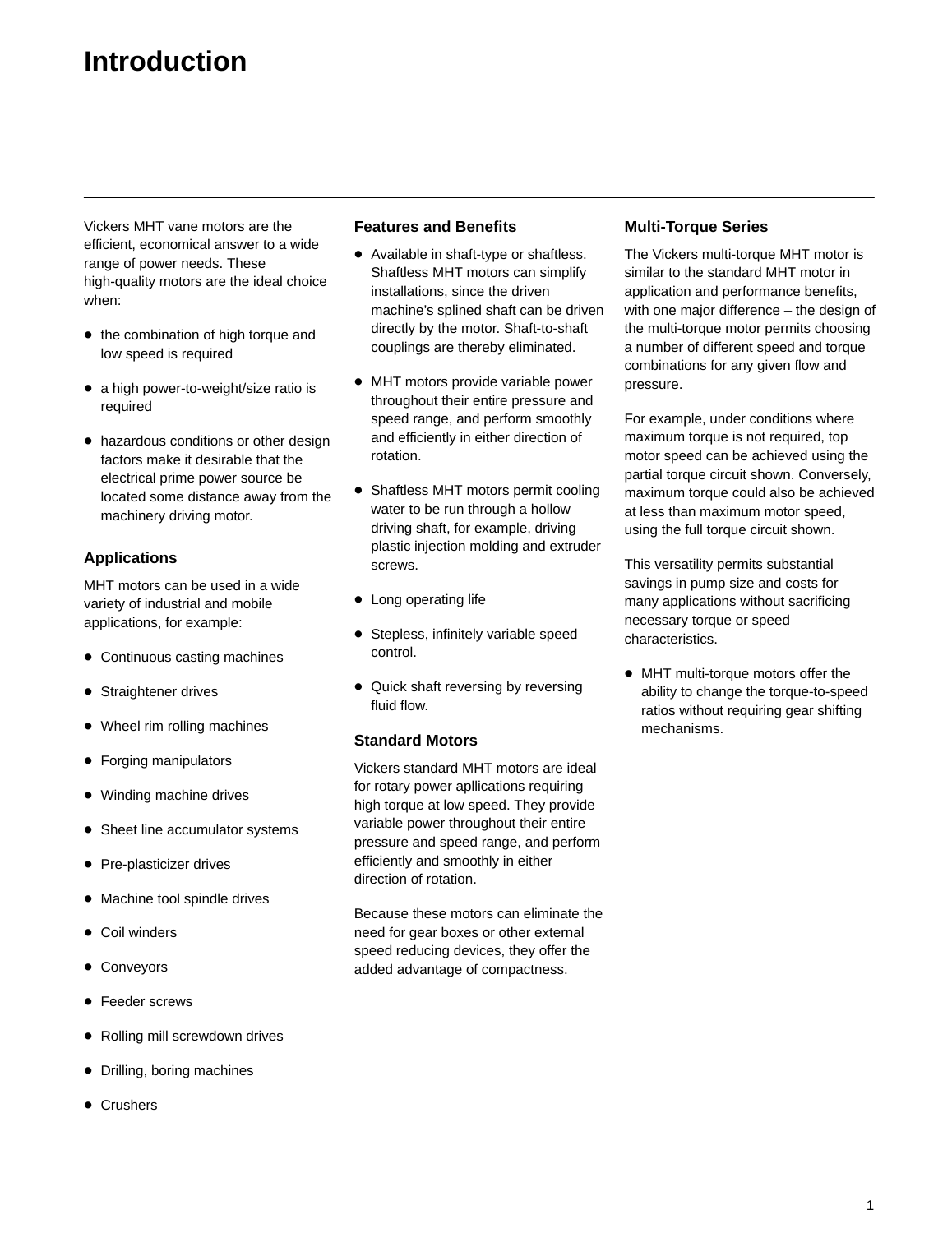# Introduction

Vickers MHT vane motors are the efficient, economical answer to a wide range of power needs. These high-quality motors are the ideal choice when:

- the combination of high torque and low speed is required
- a high power-to-weight/size ratio is required
- hazardous conditions or other design factors make it desirable that the electrical prime power source be located some distance away from the machinery driving motor.

## Applications

MHT motors can be used in a wide variety of industrial and mobile applications, for example:

- Continuous casting machines
- Straightener drives
- Wheel rim rolling machines
- Forging manipulators
- Winding machine drives
- Sheet line accumulator systems
- Pre-plasticizer drives
- Machine tool spindle drives
- Coil winders
- Conveyors
- Feeder screws
- Rolling mill screwdown drives
- Drilling, boring machines
- Crushers

## Features and Benefits

- Available in shaft-type or shaftless. Shaftless MHT motors can simplify installations, since the driven machine's splined shaft can be driven directly by the motor. Shaft-to-shaft couplings are thereby eliminated.
- MHT motors provide variable power throughout their entire pressure and speed range, and perform smoothly and efficiently in either direction of rotation.
- Shaftless MHT motors permit cooling water to be run through a hollow driving shaft, for example, driving plastic injection molding and extruder screws.
- Long operating life
- Stepless, infinitely variable speed control.
- Quick shaft reversing by reversing fluid flow.

## Standard Motors

Vickers standard MHT motors are ideal for rotary power apllications requiring high torque at low speed. They provide variable power throughout their entire pressure and speed range, and perform efficiently and smoothly in either direction of rotation.

Because these motors can eliminate the need for gear boxes or other external speed reducing devices, they offer the added advantage of compactness.

## Multi-Torque Series

The Vickers multi-torque MHT motor is similar to the standard MHT motor in application and performance benefits, with one major difference – the design of the multi-torque motor permits choosing a number of different speed and torque combinations for any given flow and pressure.

For example, under conditions where maximum torque is not required, top motor speed can be achieved using the partial torque circuit shown. Conversely, maximum torque could also be achieved at less than maximum motor speed, using the full torque circuit shown.

This versatility permits substantial savings in pump size and costs for many applications without sacrificing necessary torque or speed characteristics.

- MHT multi-torque motors offer the ability to change the torque-to-speed ratios without requiring gear shifting mechanisms.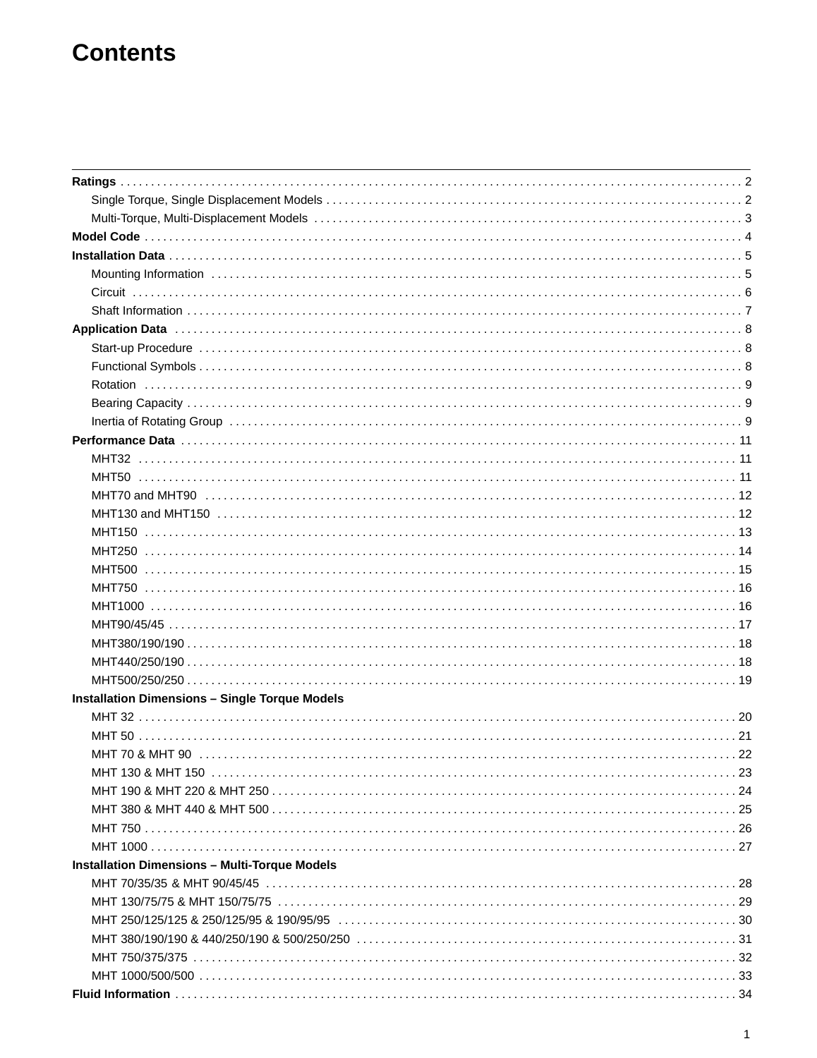# Contents

**Ratings** . . . . . . . . . . . . . . . . . . . . . . . . . . . . . . . . . . . . . . . . . . . . . . . . . . . . . . . . . . . . . . . . . . 2
- Single Torque, Single Displacement Models . . . . . . . . . . . . . . . . . . . . . . . . . . . . . . . . . . . . 2
- Multi-Torque, Multi-Displacement Models . . . . . . . . . . . . . . . . . . . . . . . . . . . . . . . . . . . . 3

**Model Code** . . . . . . . . . . . . . . . . . . . . . . . . . . . . . . . . . . . . . . . . . . . . . . . . . . . . . . . . . . . . . . . 4

**Installation Data** . . . . . . . . . . . . . . . . . . . . . . . . . . . . . . . . . . . . . . . . . . . . . . . . . . . . . . . . . . . 5
- Mounting Information . . . . . . . . . . . . . . . . . . . . . . . . . . . . . . . . . . . . . . . . . . . . . . . . . . . 5
- Circuit . . . . . . . . . . . . . . . . . . . . . . . . . . . . . . . . . . . . . . . . . . . . . . . . . . . . . . . . . . . . . 6
- Shaft Information . . . . . . . . . . . . . . . . . . . . . . . . . . . . . . . . . . . . . . . . . . . . . . . . . . . . . 7

**Application Data** . . . . . . . . . . . . . . . . . . . . . . . . . . . . . . . . . . . . . . . . . . . . . . . . . . . . . . . . . . . 8
- Start-up Procedure . . . . . . . . . . . . . . . . . . . . . . . . . . . . . . . . . . . . . . . . . . . . . . . . . . . . 8
- Functional Symbols . . . . . . . . . . . . . . . . . . . . . . . . . . . . . . . . . . . . . . . . . . . . . . . . . . . . 8
- Rotation . . . . . . . . . . . . . . . . . . . . . . . . . . . . . . . . . . . . . . . . . . . . . . . . . . . . . . . . . . . . 9
- Bearing Capacity . . . . . . . . . . . . . . . . . . . . . . . . . . . . . . . . . . . . . . . . . . . . . . . . . . . . . . 9
- Inertia of Rotating Group . . . . . . . . . . . . . . . . . . . . . . . . . . . . . . . . . . . . . . . . . . . . . . . . 9

**Performance Data** . . . . . . . . . . . . . . . . . . . . . . . . . . . . . . . . . . . . . . . . . . . . . . . . . . . . . . . . . 11
- MHT32 . . . . . . . . . . . . . . . . . . . . . . . . . . . . . . . . . . . . . . . . . . . . . . . . . . . . . . . . . . . . 11
- MHT50 . . . . . . . . . . . . . . . . . . . . . . . . . . . . . . . . . . . . . . . . . . . . . . . . . . . . . . . . . . . . 11
- MHT70 and MHT90 . . . . . . . . . . . . . . . . . . . . . . . . . . . . . . . . . . . . . . . . . . . . . . . . . . . 12
- MHT130 and MHT150 . . . . . . . . . . . . . . . . . . . . . . . . . . . . . . . . . . . . . . . . . . . . . . . . . 12
- MHT150 . . . . . . . . . . . . . . . . . . . . . . . . . . . . . . . . . . . . . . . . . . . . . . . . . . . . . . . . . . . 13
- MHT250 . . . . . . . . . . . . . . . . . . . . . . . . . . . . . . . . . . . . . . . . . . . . . . . . . . . . . . . . . . . 14
- MHT500 . . . . . . . . . . . . . . . . . . . . . . . . . . . . . . . . . . . . . . . . . . . . . . . . . . . . . . . . . . . 15
- MHT750 . . . . . . . . . . . . . . . . . . . . . . . . . . . . . . . . . . . . . . . . . . . . . . . . . . . . . . . . . . . 16
- MHT1000 . . . . . . . . . . . . . . . . . . . . . . . . . . . . . . . . . . . . . . . . . . . . . . . . . . . . . . . . . . 16
- MHT90/45/45 . . . . . . . . . . . . . . . . . . . . . . . . . . . . . . . . . . . . . . . . . . . . . . . . . . . . . . . 17
- MHT380/190/190 . . . . . . . . . . . . . . . . . . . . . . . . . . . . . . . . . . . . . . . . . . . . . . . . . . . . 18
- MHT440/250/190 . . . . . . . . . . . . . . . . . . . . . . . . . . . . . . . . . . . . . . . . . . . . . . . . . . . . 18
- MHT500/250/250 . . . . . . . . . . . . . . . . . . . . . . . . . . . . . . . . . . . . . . . . . . . . . . . . . . . . 19

**Installation Dimensions – Single Torque Models**
- MHT 32 . . . . . . . . . . . . . . . . . . . . . . . . . . . . . . . . . . . . . . . . . . . . . . . . . . . . . . . . . . . 20
- MHT 50 . . . . . . . . . . . . . . . . . . . . . . . . . . . . . . . . . . . . . . . . . . . . . . . . . . . . . . . . . . . 21
- MHT 70 & MHT 90 . . . . . . . . . . . . . . . . . . . . . . . . . . . . . . . . . . . . . . . . . . . . . . . . . . 22
- MHT 130 & MHT 150 . . . . . . . . . . . . . . . . . . . . . . . . . . . . . . . . . . . . . . . . . . . . . . . . . 23
- MHT 190 & MHT 220 & MHT 250 . . . . . . . . . . . . . . . . . . . . . . . . . . . . . . . . . . . . . . . . 24
- MHT 380 & MHT 440 & MHT 500 . . . . . . . . . . . . . . . . . . . . . . . . . . . . . . . . . . . . . . . . 25
- MHT 750 . . . . . . . . . . . . . . . . . . . . . . . . . . . . . . . . . . . . . . . . . . . . . . . . . . . . . . . . . . 26
- MHT 1000 . . . . . . . . . . . . . . . . . . . . . . . . . . . . . . . . . . . . . . . . . . . . . . . . . . . . . . . . . 27

**Installation Dimensions – Multi-Torque Models**
- MHT 70/35/35 & MHT 90/45/45 . . . . . . . . . . . . . . . . . . . . . . . . . . . . . . . . . . . . . . . . . 28
- MHT 130/75/75 & MHT 150/75/75 . . . . . . . . . . . . . . . . . . . . . . . . . . . . . . . . . . . . . . . 29
- MHT 250/125/125 & 250/125/95 & 190/95/95 . . . . . . . . . . . . . . . . . . . . . . . . . . . . . . 30
- MHT 380/190/190 & 440/250/190 & 500/250/250 . . . . . . . . . . . . . . . . . . . . . . . . . . . 31
- MHT 750/375/375 . . . . . . . . . . . . . . . . . . . . . . . . . . . . . . . . . . . . . . . . . . . . . . . . . . . 32
- MHT 1000/500/500 . . . . . . . . . . . . . . . . . . . . . . . . . . . . . . . . . . . . . . . . . . . . . . . . . . 33

**Fluid Information** . . . . . . . . . . . . . . . . . . . . . . . . . . . . . . . . . . . . . . . . . . . . . . . . . . . . . . . . . 34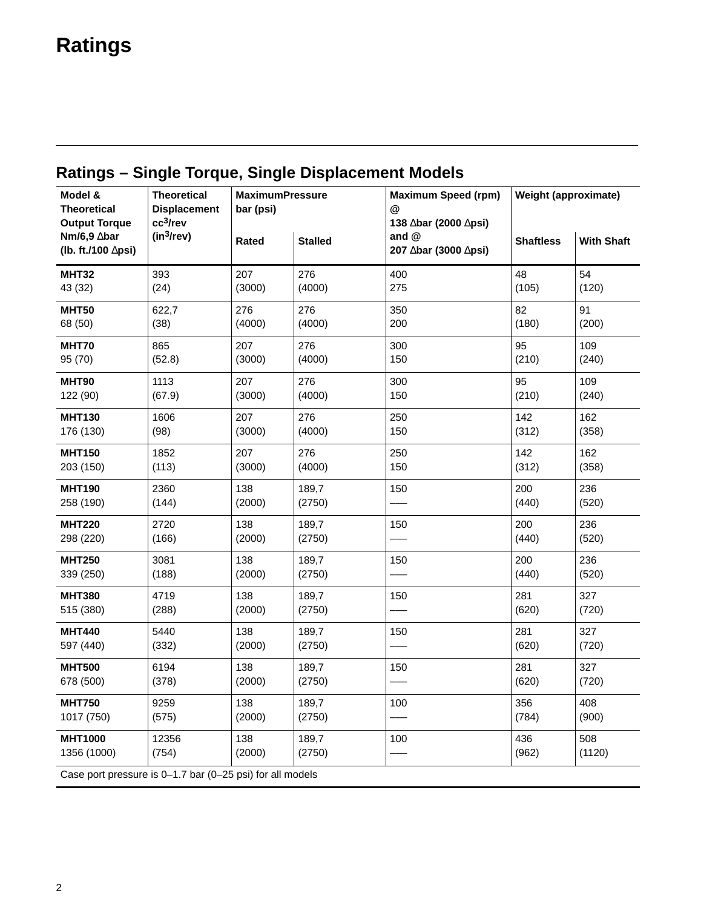# Ratings

## Ratings – Single Torque, Single Displacement Models

| Model & Theoretical Output Torque Nm/6,9 Δbar (lb. ft./100 Δpsi) | Theoretical Displacement $cc^3$/rev ($in^3$/rev) | MaximumPressure bar (psi) | | Maximum Speed (rpm) @ 138 Δbar (2000 Δpsi) and @ 207 Δbar (3000 Δpsi) | Weight (approximate) | |
|---|---|---|---|---|---|---|
| | | Rated | Stalled | | Shaftless | With Shaft |
| **MHT32** 43 (32) | 393 (24) | 207 (3000) | 276 (4000) | 400 275 | 48 (105) | 54 (120) |
| **MHT50** 68 (50) | 622,7 (38) | 276 (4000) | 276 (4000) | 350 200 | 82 (180) | 91 (200) |
| **MHT70** 95 (70) | 865 (52.8) | 207 (3000) | 276 (4000) | 300 150 | 95 (210) | 109 (240) |
| **MHT90** 122 (90) | 1113 (67.9) | 207 (3000) | 276 (4000) | 300 150 | 95 (210) | 109 (240) |
| **MHT130** 176 (130) | 1606 (98) | 207 (3000) | 276 (4000) | 250 150 | 142 (312) | 162 (358) |
| **MHT150** 203 (150) | 1852 (113) | 207 (3000) | 276 (4000) | 250 150 | 142 (312) | 162 (358) |
| **MHT190** 258 (190) | 2360 (144) | 138 (2000) | 189,7 (2750) | 150 —– | 200 (440) | 236 (520) |
| **MHT220** 298 (220) | 2720 (166) | 138 (2000) | 189,7 (2750) | 150 —– | 200 (440) | 236 (520) |
| **MHT250** 339 (250) | 3081 (188) | 138 (2000) | 189,7 (2750) | 150 —– | 200 (440) | 236 (520) |
| **MHT380** 515 (380) | 4719 (288) | 138 (2000) | 189,7 (2750) | 150 —– | 281 (620) | 327 (720) |
| **MHT440** 597 (440) | 5440 (332) | 138 (2000) | 189,7 (2750) | 150 —– | 281 (620) | 327 (720) |
| **MHT500** 678 (500) | 6194 (378) | 138 (2000) | 189,7 (2750) | 150 —– | 281 (620) | 327 (720) |
| **MHT750** 1017 (750) | 9259 (575) | 138 (2000) | 189,7 (2750) | 100 —– | 356 (784) | 408 (900) |
| **MHT1000** 1356 (1000) | 12356 (754) | 138 (2000) | 189,7 (2750) | 100 —– | 436 (962) | 508 (1120) |

Case port pressure is 0–1.7 bar (0–25 psi) for all models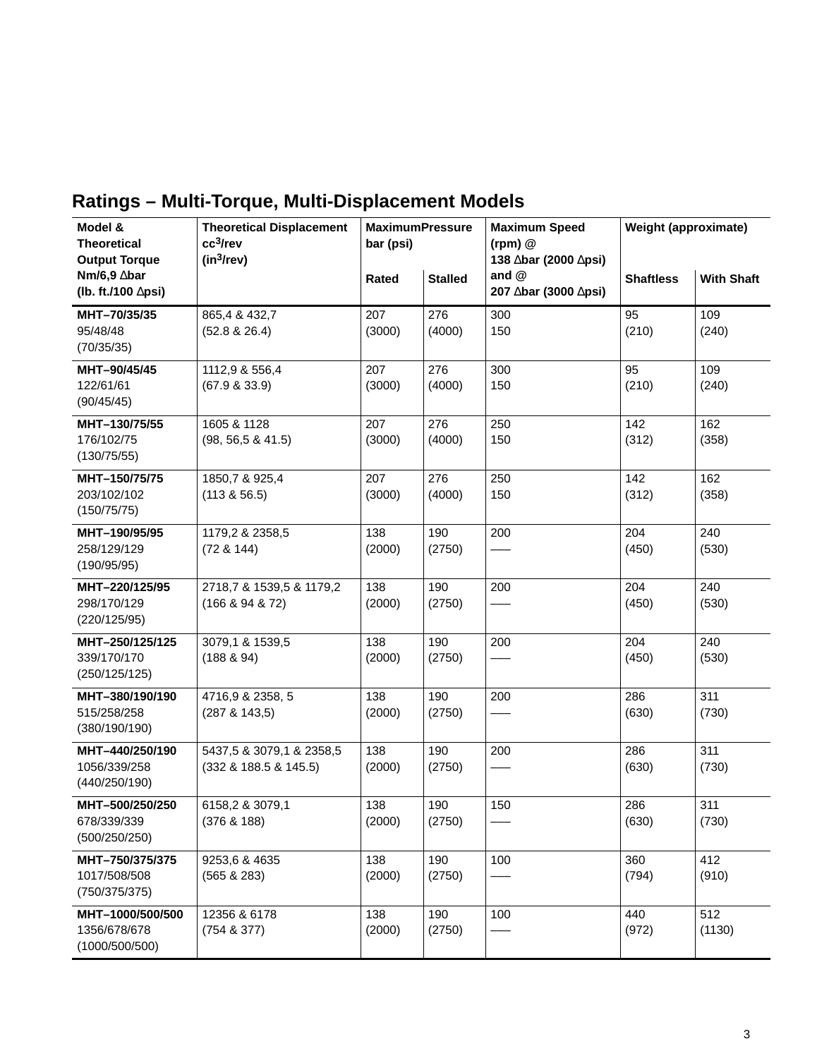## Ratings – Multi-Torque, Multi-Displacement Models

| Model & Theoretical Output Torque Nm/6,9 ∆bar (lb. ft./100 ∆psi) | Theoretical Displacement $cc^3$/rev ($in^3$/rev) | Maximum Pressure bar (psi) | | Maximum Speed (rpm) @ 138 ∆bar (2000 ∆psi) and @ 207 ∆bar (3000 ∆psi) | Weight (approximate) | |
|---|---|---|---|---|---|---|
| | | Rated | Stalled | | Shaftless | With Shaft |
| **MHT–70/35/35** 95/48/48 (70/35/35) | 865,4 & 432,7 (52.8 & 26.4) | 207 (3000) | 276 (4000) | 300 150 | 95 (210) | 109 (240) |
| **MHT–90/45/45** 122/61/61 (90/45/45) | 1112,9 & 556,4 (67.9 & 33.9) | 207 (3000) | 276 (4000) | 300 150 | 95 (210) | 109 (240) |
| **MHT–130/75/55** 176/102/75 (130/75/55) | 1605 & 1128 (98, 56,5 & 41.5) | 207 (3000) | 276 (4000) | 250 150 | 142 (312) | 162 (358) |
| **MHT–150/75/75** 203/102/102 (150/75/75) | 1850,7 & 925,4 (113 & 56.5) | 207 (3000) | 276 (4000) | 250 150 | 142 (312) | 162 (358) |
| **MHT–190/95/95** 258/129/129 (190/95/95) | 1179,2 & 2358,5 (72 & 144) | 138 (2000) | 190 (2750) | 200 —— | 204 (450) | 240 (530) |
| **MHT–220/125/95** 298/170/129 (220/125/95) | 2718,7 & 1539,5 & 1179,2 (166 & 94 & 72) | 138 (2000) | 190 (2750) | 200 —— | 204 (450) | 240 (530) |
| **MHT–250/125/125** 339/170/170 (250/125/125) | 3079,1 & 1539,5 (188 & 94) | 138 (2000) | 190 (2750) | 200 —— | 204 (450) | 240 (530) |
| **MHT–380/190/190** 515/258/258 (380/190/190) | 4716,9 & 2358, 5 (287 & 143,5) | 138 (2000) | 190 (2750) | 200 —— | 286 (630) | 311 (730) |
| **MHT–440/250/190** 1056/339/258 (440/250/190) | 5437,5 & 3079,1 & 2358,5 (332 & 188.5 & 145.5) | 138 (2000) | 190 (2750) | 200 —— | 286 (630) | 311 (730) |
| **MHT–500/250/250** 678/339/339 (500/250/250) | 6158,2 & 3079,1 (376 & 188) | 138 (2000) | 190 (2750) | 150 —— | 286 (630) | 311 (730) |
| **MHT–750/375/375** 1017/508/508 (750/375/375) | 9253,6 & 4635 (565 & 283) | 138 (2000) | 190 (2750) | 100 —— | 360 (794) | 412 (910) |
| **MHT–1000/500/500** 1356/678/678 (1000/500/500) | 12356 & 6178 (754 & 377) | 138 (2000) | 190 (2750) | 100 —— | 440 (972) | 512 (1130) |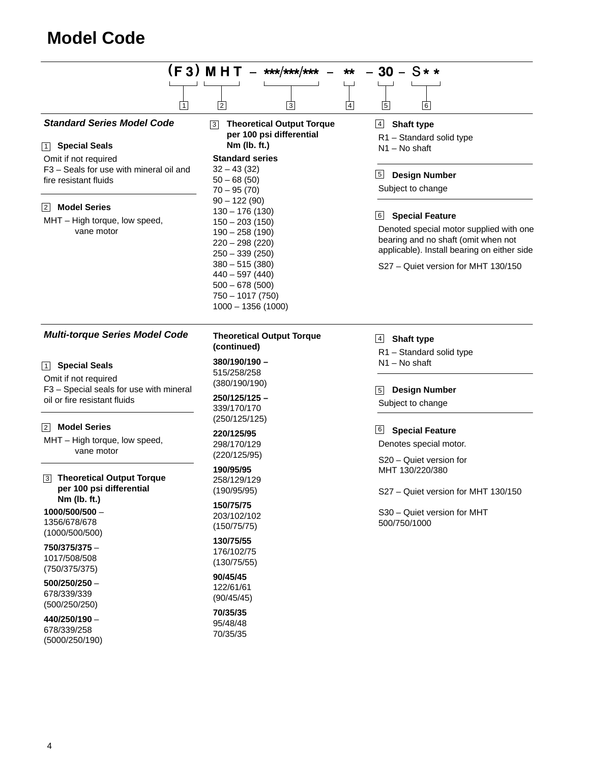# Model Code

(F3) MHT – \*\*\*/\*\*\*/\*\*\* – \*\* – 30 – S\*\*

1 2 3 4 5 6

## Standard Series Model Code

**1 Special Seals**

Omit if not required
F3 – Seals for use with mineral oil and fire resistant fluids

**2 Model Series**

MHT – High torque, low speed, vane motor

**3 Theoretical Output Torque per 100 psi differential Nm (lb. ft.)**

**Standard series**
32 – 43 (32)
50 – 68 (50)
70 – 95 (70)
90 – 122 (90)
130 – 176 (130)
150 – 203 (150)
190 – 258 (190)
220 – 298 (220)
250 – 339 (250)
380 – 515 (380)
440 – 597 (440)
500 – 678 (500)
750 – 1017 (750)
1000 – 1356 (1000)

**4 Shaft type**

R1 – Standard solid type
N1 – No shaft

**5 Design Number**

Subject to change

**6 Special Feature**

Denoted special motor supplied with one bearing and no shaft (omit when not applicable). Install bearing on either side

S27 – Quiet version for MHT 130/150

## Multi-torque Series Model Code

**1 Special Seals**

Omit if not required
F3 – Special seals for use with mineral oil or fire resistant fluids

**2 Model Series**

MHT – High torque, low speed, vane motor

**3 Theoretical Output Torque per 100 psi differential Nm (lb. ft.)**

**1000/500/500** – 1356/678/678 (1000/500/500)

**750/375/375** – 1017/508/508 (750/375/375)

**500/250/250** – 678/339/339 (500/250/250)

**440/250/190** – 678/339/258 (5000/250/190)

**Theoretical Output Torque (continued)**

**380/190/190** – 515/258/258 (380/190/190)

**250/125/125** – 339/170/170 (250/125/125)

**220/125/95** 298/170/129 (220/125/95)

**190/95/95** 258/129/129 (190/95/95)

**150/75/75** 203/102/102 (150/75/75)

**130/75/55** 176/102/75 (130/75/55)

**90/45/45** 122/61/61 (90/45/45)

**70/35/35** 95/48/48 70/35/35

**4 Shaft type**

R1 – Standard solid type
N1 – No shaft

**5 Design Number**

Subject to change

**6 Special Feature**

Denotes special motor.

S20 – Quiet version for MHT 130/220/380

S27 – Quiet version for MHT 130/150

S30 – Quiet version for MHT 500/750/1000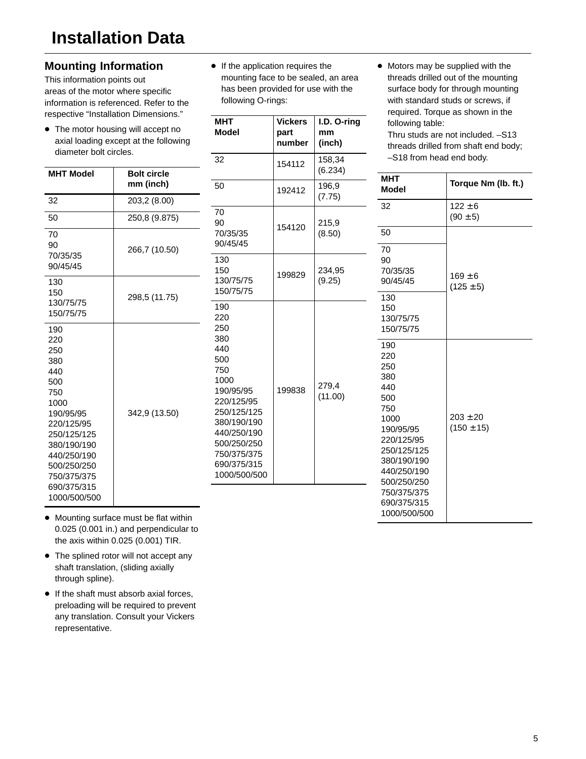# Installation Data

## Mounting Information

This information points out areas of the motor where specific information is referenced. Refer to the respective "Installation Dimensions."

- The motor housing will accept no axial loading except at the following diameter bolt circles.

| MHT Model | Bolt circle mm (inch) |
|---|---|
| 32 | 203,2 (8.00) |
| 50 | 250,8 (9.875) |
| 70<br>90<br>70/35/35<br>90/45/45 | 266,7 (10.50) |
| 130<br>150<br>130/75/75<br>150/75/75 | 298,5 (11.75) |
| 190<br>220<br>250<br>380<br>440<br>500<br>750<br>1000<br>190/95/95<br>220/125/95<br>250/125/125<br>380/190/190<br>440/250/190<br>500/250/250<br>750/375/375<br>690/375/315<br>1000/500/500 | 342,9 (13.50) |

- Mounting surface must be flat within 0.025 (0.001 in.) and perpendicular to the axis within 0.025 (0.001) TIR.
- The splined rotor will not accept any shaft translation, (sliding axially through spline).
- If the shaft must absorb axial forces, preloading will be required to prevent any translation. Consult your Vickers representative.
- If the application requires the mounting face to be sealed, an area has been provided for use with the following O-rings:

| MHT Model | Vickers part number | I.D. O-ring mm (inch) |
|---|---|---|
| 32 | 154112 | 158,34 (6.234) |
| 50 | 192412 | 196,9 (7.75) |
| 70<br>90<br>70/35/35<br>90/45/45 | 154120 | 215,9 (8.50) |
| 130<br>150<br>130/75/75<br>150/75/75 | 199829 | 234,95 (9.25) |
| 190<br>220<br>250<br>380<br>440<br>500<br>750<br>1000<br>190/95/95<br>220/125/95<br>250/125/125<br>380/190/190<br>440/250/190<br>500/250/250<br>750/375/375<br>690/375/315<br>1000/500/500 | 199838 | 279,4 (11.00) |

- Motors may be supplied with the threads drilled out of the mounting surface body for through mounting with standard studs or screws, if required. Torque as shown in the following table:
  Thru studs are not included. –S13 threads drilled from shaft end body; –S18 from head end body.

| MHT Model | Torque Nm (lb. ft.) |
|---|---|
| 32 | 122 ±6 (90 ±5) |
| 50<br>70<br>90<br>70/35/35<br>90/45/45<br>130<br>150<br>130/75/75<br>150/75/75 | 169 ±6 (125 ±5) |
| 190<br>220<br>250<br>380<br>440<br>500<br>750<br>1000<br>190/95/95<br>220/125/95<br>250/125/125<br>380/190/190<br>440/250/190<br>500/250/250<br>750/375/375<br>690/375/315<br>1000/500/500 | 203 ±20 (150 ±15) |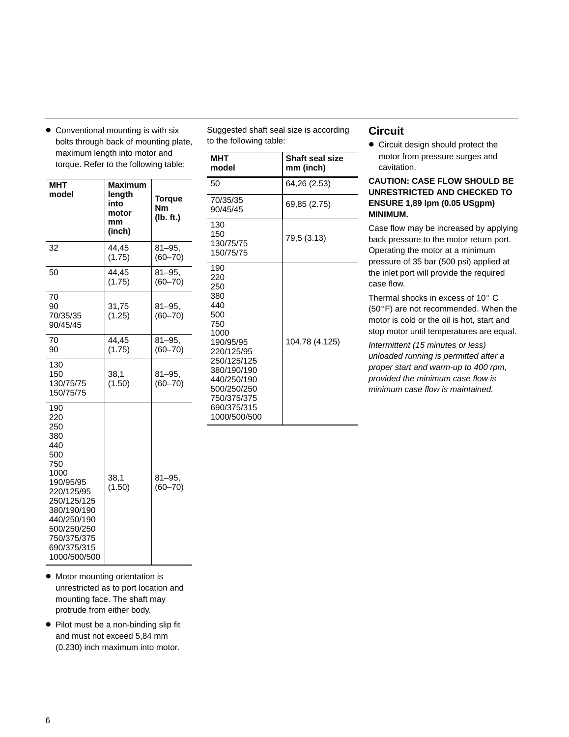- Conventional mounting is with six bolts through back of mounting plate, maximum length into motor and torque. Refer to the following table:

| MHT model | Maximum length into motor mm (inch) | Torque Nm (lb. ft.) |
|---|---|---|
| 32 | 44,45 (1.75) | 81–95, (60–70) |
| 50 | 44,45 (1.75) | 81–95, (60–70) |
| 70<br>90<br>70/35/35<br>90/45/45 | 31,75 (1.25) | 81–95, (60–70) |
| 70<br>90 | 44,45 (1.75) | 81–95, (60–70) |
| 130<br>150<br>130/75/75<br>150/75/75 | 38,1 (1.50) | 81–95, (60–70) |
| 190<br>220<br>250<br>380<br>440<br>500<br>750<br>1000<br>190/95/95<br>220/125/95<br>250/125/125<br>380/190/190<br>440/250/190<br>500/250/250<br>750/375/375<br>690/375/315<br>1000/500/500 | 38,1 (1.50) | 81–95, (60–70) |

- Motor mounting orientation is unrestricted as to port location and mounting face. The shaft may protrude from either body.
- Pilot must be a non-binding slip fit and must not exceed 5,84 mm (0.230) inch maximum into motor.

Suggested shaft seal size is according to the following table:

| MHT model | Shaft seal size mm (inch) |
|---|---|
| 50 | 64,26 (2.53) |
| 70/35/35<br>90/45/45 | 69,85 (2.75) |
| 130<br>150<br>130/75/75<br>150/75/75 | 79,5 (3.13) |
| 190<br>220<br>250<br>380<br>440<br>500<br>750<br>1000<br>190/95/95<br>220/125/95<br>250/125/125<br>380/190/190<br>440/250/190<br>500/250/250<br>750/375/375<br>690/375/315<br>1000/500/500 | 104,78 (4.125) |

## Circuit

- Circuit design should protect the motor from pressure surges and cavitation.

**CAUTION: CASE FLOW SHOULD BE UNRESTRICTED AND CHECKED TO ENSURE 1,89 lpm (0.05 USgpm) MINIMUM.**

Case flow may be increased by applying back pressure to the motor return port. Operating the motor at a minimum pressure of 35 bar (500 psi) applied at the inlet port will provide the required case flow.

Thermal shocks in excess of 10° C (50°F) are not recommended. When the motor is cold or the oil is hot, start and stop motor until temperatures are equal.

*Intermittent (15 minutes or less) unloaded running is permitted after a proper start and warm-up to 400 rpm, provided the minimum case flow is minimum case flow is maintained.*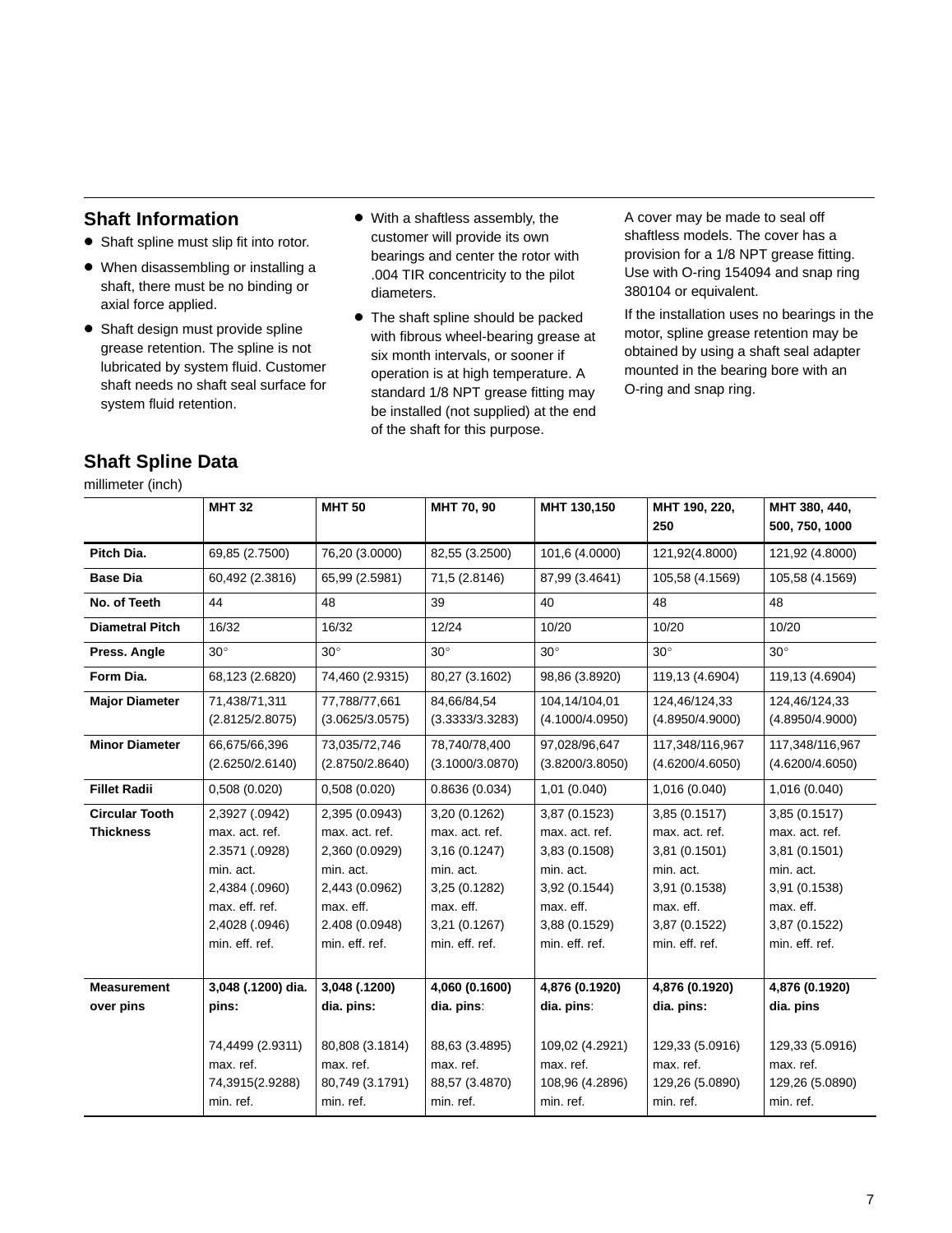## Shaft Information

- Shaft spline must slip fit into rotor.
- When disassembling or installing a shaft, there must be no binding or axial force applied.
- Shaft design must provide spline grease retention. The spline is not lubricated by system fluid. Customer shaft needs no shaft seal surface for system fluid retention.
- With a shaftless assembly, the customer will provide its own bearings and center the rotor with .004 TIR concentricity to the pilot diameters.
- The shaft spline should be packed with fibrous wheel-bearing grease at six month intervals, or sooner if operation is at high temperature. A standard 1/8 NPT grease fitting may be installed (not supplied) at the end of the shaft for this purpose.

A cover may be made to seal off shaftless models. The cover has a provision for a 1/8 NPT grease fitting. Use with O-ring 154094 and snap ring 380104 or equivalent.

If the installation uses no bearings in the motor, spline grease retention may be obtained by using a shaft seal adapter mounted in the bearing bore with an O-ring and snap ring.

## Shaft Spline Data

millimeter (inch)

| | **MHT 32** | **MHT 50** | **MHT 70, 90** | **MHT 130,150** | **MHT 190, 220, 250** | **MHT 380, 440, 500, 750, 1000** |
|---|---|---|---|---|---|---|
| **Pitch Dia.** | 69,85 (2.7500) | 76,20 (3.0000) | 82,55 (3.2500) | 101,6 (4.0000) | 121,92(4.8000) | 121,92 (4.8000) |
| **Base Dia** | 60,492 (2.3816) | 65,99 (2.5981) | 71,5 (2.8146) | 87,99 (3.4641) | 105,58 (4.1569) | 105,58 (4.1569) |
| **No. of Teeth** | 44 | 48 | 39 | 40 | 48 | 48 |
| **Diametral Pitch** | 16/32 | 16/32 | 12/24 | 10/20 | 10/20 | 10/20 |
| **Press. Angle** | 30° | 30° | 30° | 30° | 30° | 30° |
| **Form Dia.** | 68,123 (2.6820) | 74,460 (2.9315) | 80,27 (3.1602) | 98,86 (3.8920) | 119,13 (4.6904) | 119,13 (4.6904) |
| **Major Diameter** | 71,438/71,311 (2.8125/2.8075) | 77,788/77,661 (3.0625/3.0575) | 84,66/84,54 (3.3333/3.3283) | 104,14/104,01 (4.1000/4.0950) | 124,46/124,33 (4.8950/4.9000) | 124,46/124,33 (4.8950/4.9000) |
| **Minor Diameter** | 66,675/66,396 (2.6250/2.6140) | 73,035/72,746 (2.8750/2.8640) | 78,740/78,400 (3.1000/3.0870) | 97,028/96,647 (3.8200/3.8050) | 117,348/116,967 (4.6200/4.6050) | 117,348/116,967 (4.6200/4.6050) |
| **Fillet Radii** | 0,508 (0.020) | 0,508 (0.020) | 0.8636 (0.034) | 1,01 (0.040) | 1,016 (0.040) | 1,016 (0.040) |
| **Circular Tooth Thickness** | 2,3927 (.0942) max. act. ref. 2.3571 (.0928) min. act. 2,4384 (.0960) max. eff. ref. 2,4028 (.0946) min. eff. ref. | 2,395 (0.0943) max. act. ref. 2,360 (0.0929) min. act. 2,443 (0.0962) max. eff. 2.408 (0.0948) min. eff. ref. | 3,20 (0.1262) max. act. ref. 3,16 (0.1247) min. act. 3,25 (0.1282) max. eff. 3,21 (0.1267) min. eff. ref. | 3,87 (0.1523) max. act. ref. 3,83 (0.1508) min. act. 3,92 (0.1544) max. eff. 3,88 (0.1529) min. eff. ref. | 3,85 (0.1517) max. act. ref. 3,81 (0.1501) min. act. 3,91 (0.1538) max. eff. 3,87 (0.1522) min. eff. ref. | 3,85 (0.1517) max. act. ref. 3,81 (0.1501) min. act. 3,91 (0.1538) max. eff. 3,87 (0.1522) min. eff. ref. |
| **Measurement over pins** | **3,048 (.1200) dia. pins:** 74,4499 (2.9311) max. ref. 74,3915(2.9288) min. ref. | **3,048 (.1200) dia. pins:** 80,808 (3.1814) max. ref. 80,749 (3.1791) min. ref. | **4,060 (0.1600) dia. pins**: 88,63 (3.4895) max. ref. 88,57 (3.4870) min. ref. | **4,876 (0.1920) dia. pins**: 109,02 (4.2921) max. ref. 108,96 (4.2896) min. ref. | **4,876 (0.1920) dia. pins:** 129,33 (5.0916) max. ref. 129,26 (5.0890) min. ref. | **4,876 (0.1920) dia. pins** 129,33 (5.0916) max. ref. 129,26 (5.0890) min. ref. |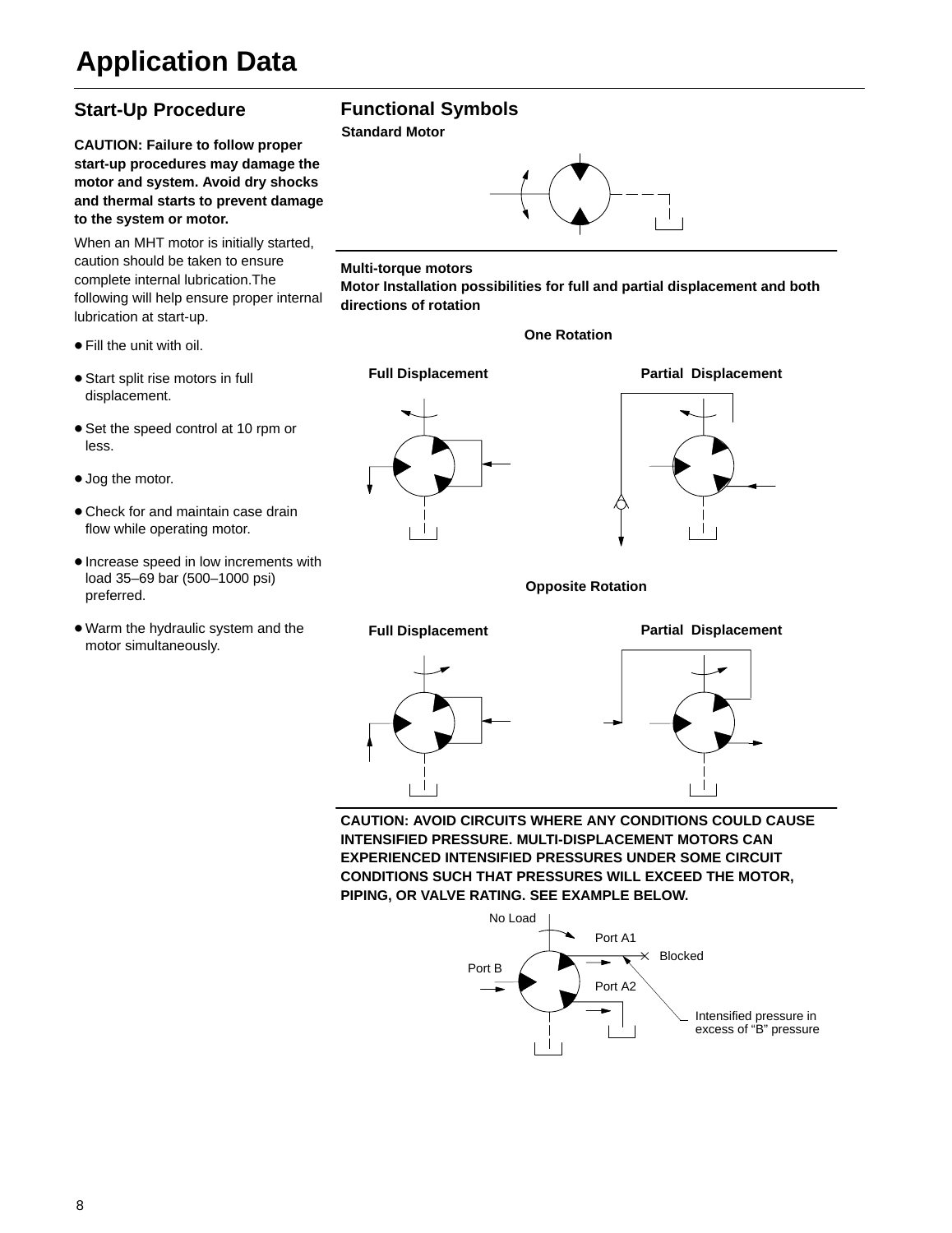# Application Data

## Start-Up Procedure

**CAUTION: Failure to follow proper start-up procedures may damage the motor and system. Avoid dry shocks and thermal starts to prevent damage to the system or motor.**

When an MHT motor is initially started, caution should be taken to ensure complete internal lubrication.The following will help ensure proper internal lubrication at start-up.

- Fill the unit with oil.
- Start split rise motors in full displacement.
- Set the speed control at 10 rpm or less.
- Jog the motor.
- Check for and maintain case drain flow while operating motor.
- Increase speed in low increments with load 35–69 bar (500–1000 psi) preferred.
- Warm the hydraulic system and the motor simultaneously.

## Functional Symbols

**Standard Motor**

**Multi-torque motors**
**Motor Installation possibilities for full and partial displacement and both directions of rotation**

**One Rotation**

**Full Displacement** **Partial Displacement**

**Opposite Rotation**

**Full Displacement** **Partial Displacement**

**CAUTION: AVOID CIRCUITS WHERE ANY CONDITIONS COULD CAUSE INTENSIFIED PRESSURE. MULTI-DISPLACEMENT MOTORS CAN EXPERIENCED INTENSIFIED PRESSURES UNDER SOME CIRCUIT CONDITIONS SUCH THAT PRESSURES WILL EXCEED THE MOTOR, PIPING, OR VALVE RATING. SEE EXAMPLE BELOW.**

No Load
Port A1
Blocked
Port B
Port A2
Intensified pressure in excess of "B" pressure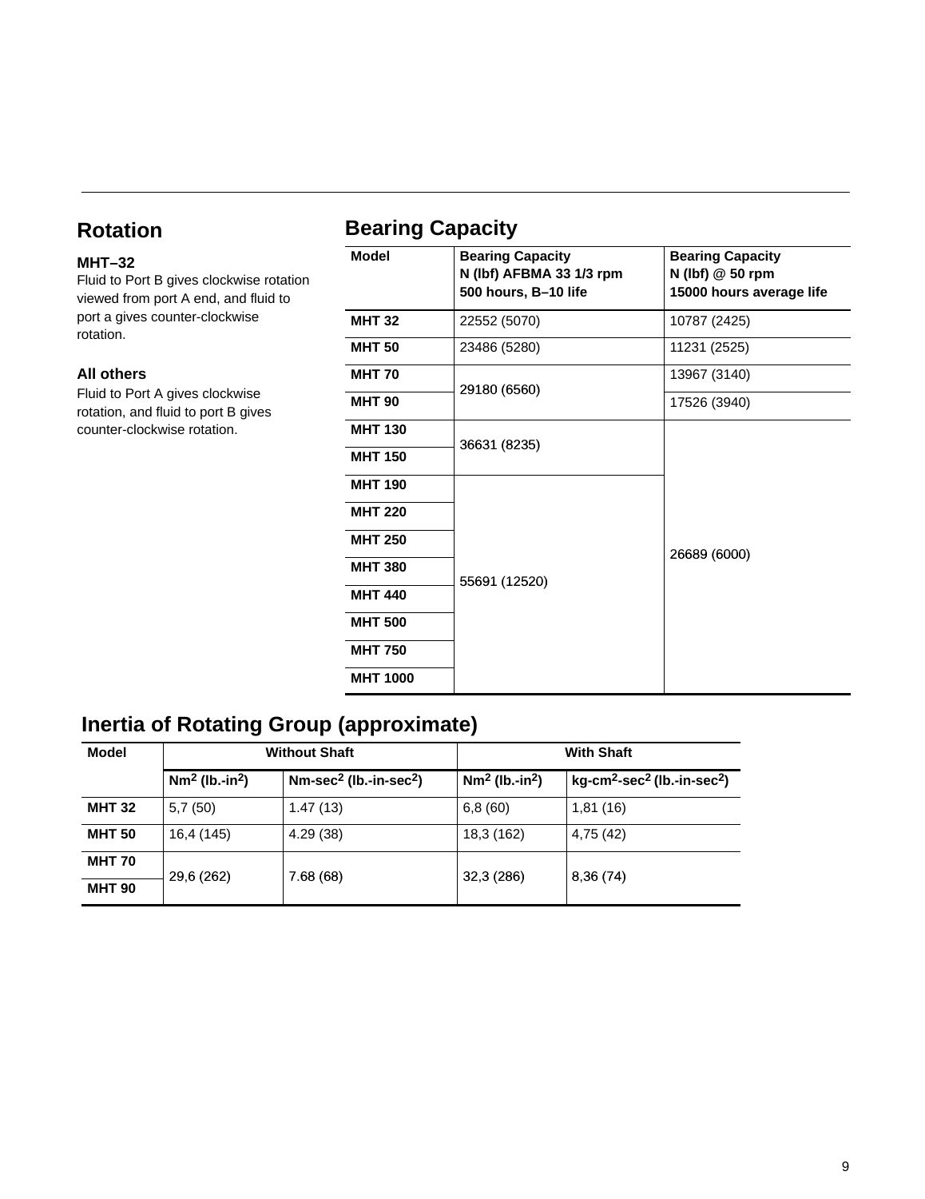## Rotation

**MHT–32**
Fluid to Port B gives clockwise rotation viewed from port A end, and fluid to port a gives counter-clockwise rotation.

**All others**
Fluid to Port A gives clockwise rotation, and fluid to port B gives counter-clockwise rotation.

## Bearing Capacity

| Model | Bearing Capacity N (lbf) AFBMA 33 1/3 rpm 500 hours, B–10 life | Bearing Capacity N (lbf) @ 50 rpm 15000 hours average life |
|---|---|---|
| MHT 32 | 22552 (5070) | 10787 (2425) |
| MHT 50 | 23486 (5280) | 11231 (2525) |
| MHT 70 | 29180 (6560) | 13967 (3140) |
| MHT 90 | | 17526 (3940) |
| MHT 130 | 36631 (8235) | 26689 (6000) |
| MHT 150 | | |
| MHT 190 | 55691 (12520) | |
| MHT 220 | | |
| MHT 250 | | |
| MHT 380 | | |
| MHT 440 | | |
| MHT 500 | | |
| MHT 750 | | |
| MHT 1000 | | |

## Inertia of Rotating Group (approximate)

| Model | Without Shaft | | With Shaft | |
|---|---|---|---|---|
| | $Nm^2$ (lb.-$in^2$) | Nm-$sec^2$ (lb.-in-$sec^2$) | $Nm^2$ (lb.-$in^2$) | kg-$cm^2$-$sec^2$ (lb.-in-$sec^2$) |
| MHT 32 | 5,7 (50) | 1.47 (13) | 6,8 (60) | 1,81 (16) |
| MHT 50 | 16,4 (145) | 4.29 (38) | 18,3 (162) | 4,75 (42) |
| MHT 70 | 29,6 (262) | 7.68 (68) | 32,3 (286) | 8,36 (74) |
| MHT 90 | | | | |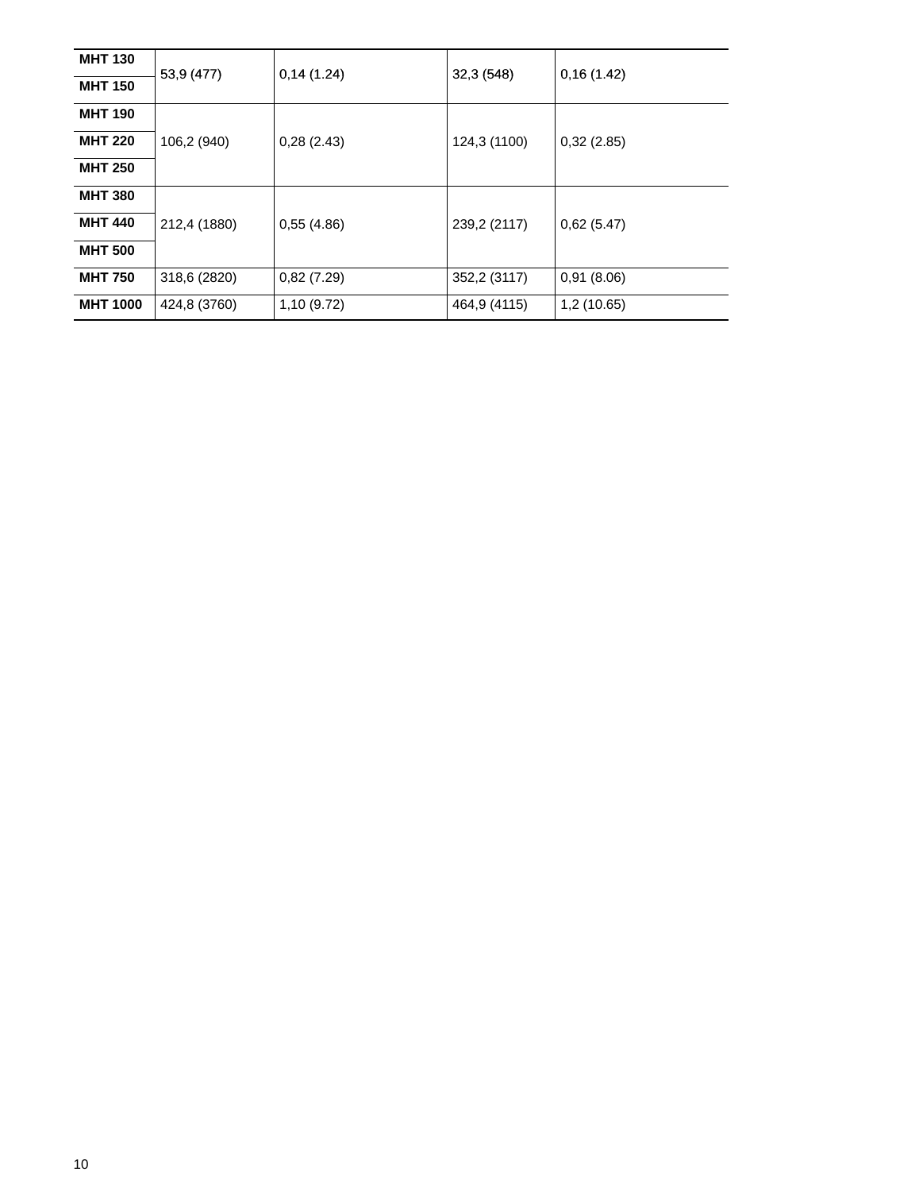| | | | | |
|---|---|---|---|---|
| **MHT 130** | 53,9 (477) | 0,14 (1.24) | 32,3 (548) | 0,16 (1.42) |
| **MHT 150** | | | | |
| **MHT 190** | 106,2 (940) | 0,28 (2.43) | 124,3 (1100) | 0,32 (2.85) |
| **MHT 220** | | | | |
| **MHT 250** | | | | |
| **MHT 380** | 212,4 (1880) | 0,55 (4.86) | 239,2 (2117) | 0,62 (5.47) |
| **MHT 440** | | | | |
| **MHT 500** | | | | |
| **MHT 750** | 318,6 (2820) | 0,82 (7.29) | 352,2 (3117) | 0,91 (8.06) |
| **MHT 1000** | 424,8 (3760) | 1,10 (9.72) | 464,9 (4115) | 1,2 (10.65) |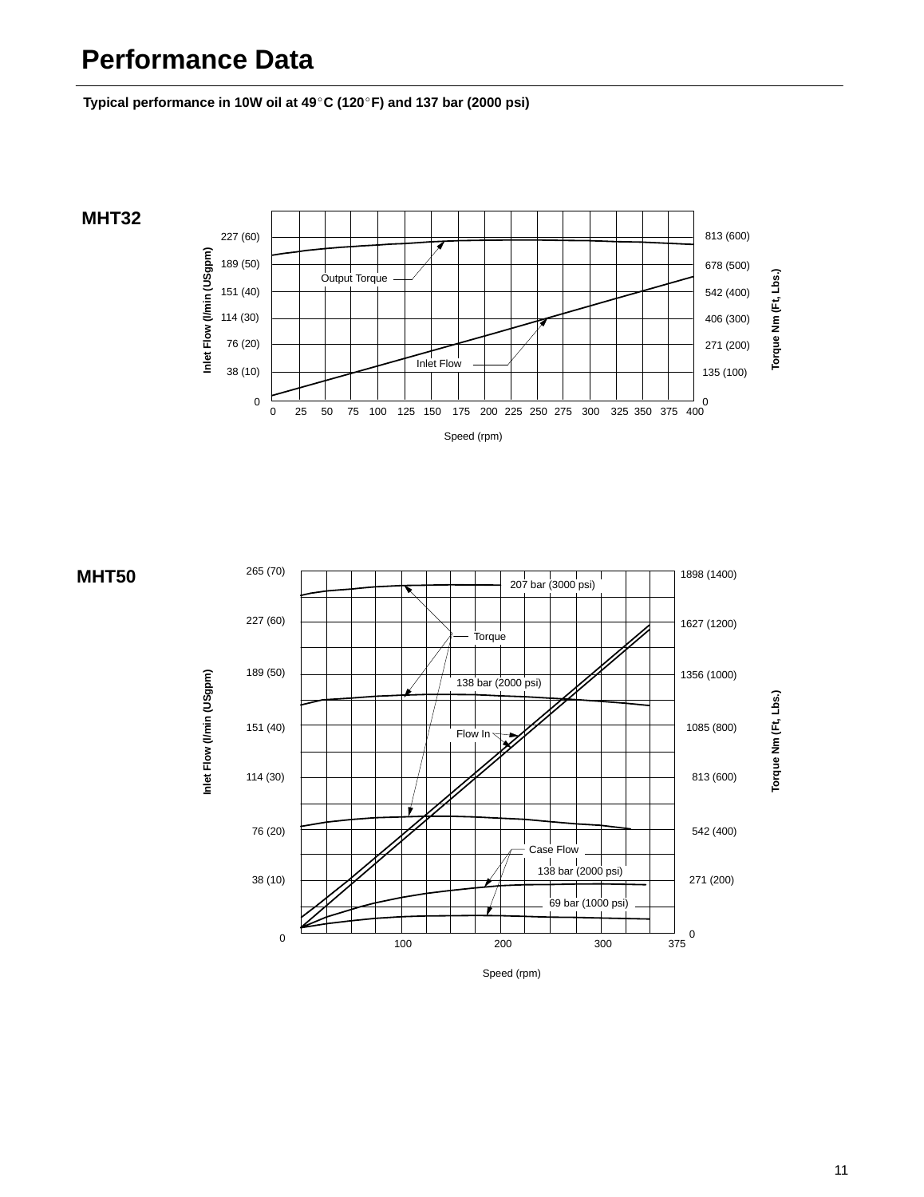# Performance Data

**Typical performance in 10W oil at 49°C (120°F) and 137 bar (2000 psi)**

## MHT32

Inlet Flow (l/min (USgpm)): 0, 38 (10), 76 (20), 114 (30), 151 (40), 189 (50), 227 (60)

Torque Nm (Ft, Lbs.): 0, 135 (100), 271 (200), 406 (300), 542 (400), 678 (500), 813 (600)

Speed (rpm): 0, 25, 50, 75, 100, 125, 150, 175, 200, 225, 250, 275, 300, 325, 350, 375, 400

Output Torque

Inlet Flow

## MHT50

Inlet Flow (l/min (USgpm)): 0, 38 (10), 76 (20), 114 (30), 151 (40), 189 (50), 227 (60), 265 (70)

Torque Nm (Ft, Lbs.): 0, 271 (200), 542 (400), 813 (600), 1085 (800), 1356 (1000), 1627 (1200), 1898 (1400)

Speed (rpm): 0, 100, 200, 300, 375

207 bar (3000 psi)

Torque

138 bar (2000 psi)

Flow In

Case Flow

138 bar (2000 psi)

69 bar (1000 psi)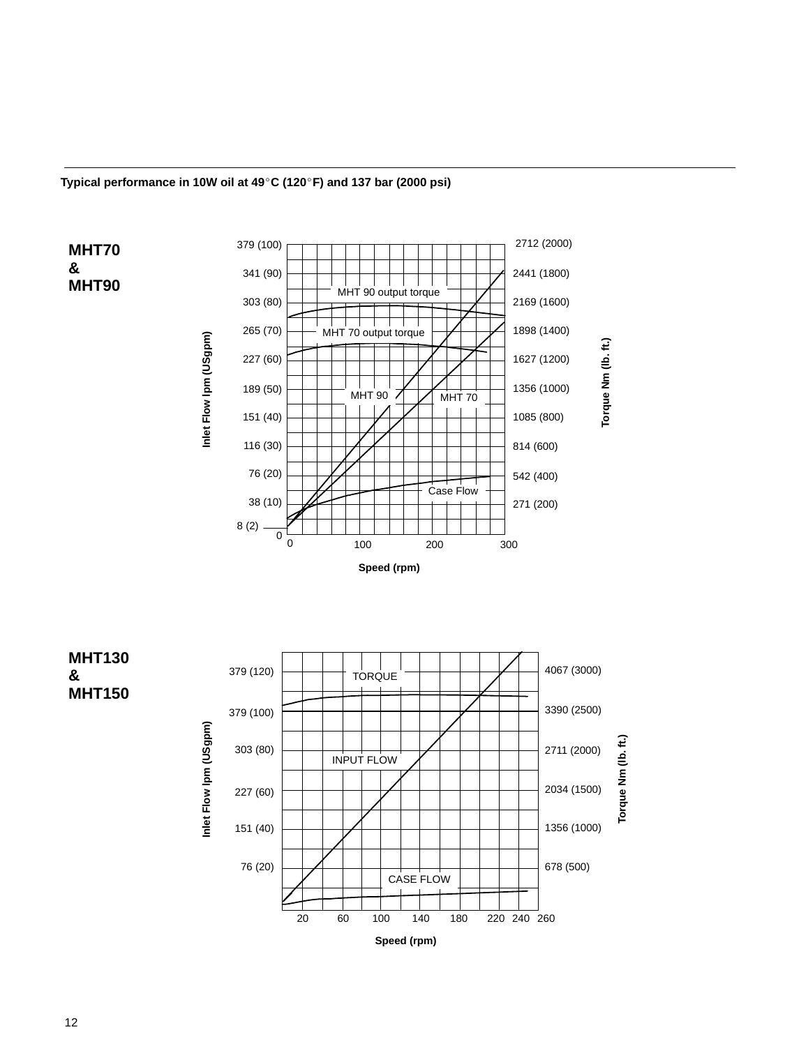**Typical performance in 10W oil at 49°C (120°F) and 137 bar (2000 psi)**

## MHT70 & MHT90

Inlet Flow lpm (USgpm): 379 (100), 341 (90), 303 (80), 265 (70), 227 (60), 189 (50), 151 (40), 116 (30), 76 (20), 38 (10), 8 (2), 0

Torque Nm (lb. ft.): 2712 (2000), 2441 (1800), 2169 (1600), 1898 (1400), 1627 (1200), 1356 (1000), 1085 (800), 814 (600), 542 (400), 271 (200)

Curves: MHT 90 output torque, MHT 70 output torque, MHT 90, MHT 70, Case Flow

Speed (rpm): 0, 100, 200, 300

## MHT130 & MHT150

Inlet Flow lpm (USgpm): 379 (120), 379 (100), 303 (80), 227 (60), 151 (40), 76 (20)

Torque Nm (lb. ft.): 4067 (3000), 3390 (2500), 2711 (2000), 2034 (1500), 1356 (1000), 678 (500)

Curves: TORQUE, INPUT FLOW, CASE FLOW

Speed (rpm): 20, 60, 100, 140, 180, 220, 240, 260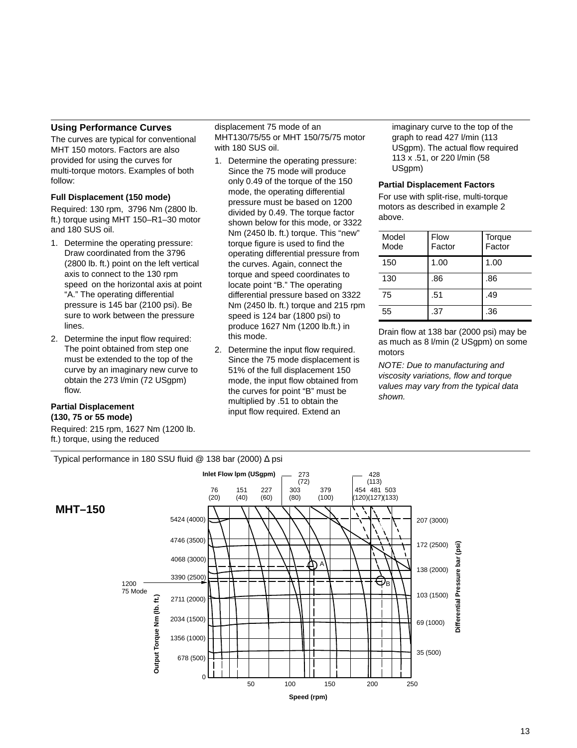## Using Performance Curves

The curves are typical for conventional MHT 150 motors. Factors are also provided for using the curves for multi-torque motors. Examples of both follow:

### Full Displacement (150 mode)

Required: 130 rpm, 3796 Nm (2800 lb. ft.) torque using MHT 150–R1–30 motor and 180 SUS oil.

1. Determine the operating pressure: Draw coordinated from the 3796 (2800 lb. ft.) point on the left vertical axis to connect to the 130 rpm speed on the horizontal axis at point "A." The operating differential pressure is 145 bar (2100 psi). Be sure to work between the pressure lines.
2. Determine the input flow required: The point obtained from step one must be extended to the top of the curve by an imaginary new curve to obtain the 273 l/min (72 USgpm) flow.

### Partial Displacement (130, 75 or 55 mode)

Required: 215 rpm, 1627 Nm (1200 lb. ft.) torque, using the reduced displacement 75 mode of an MHT130/75/55 or MHT 150/75/75 motor with 180 SUS oil.

1. Determine the operating pressure: Since the 75 mode will produce only 0.49 of the torque of the 150 mode, the operating differential pressure must be based on 1200 divided by 0.49. The torque factor shown below for this mode, or 3322 Nm (2450 lb. ft.) torque. This "new" torque figure is used to find the operating differential pressure from the curves. Again, connect the torque and speed coordinates to locate point "B." The operating differential pressure based on 3322 Nm (2450 lb. ft.) torque and 215 rpm speed is 124 bar (1800 psi) to produce 1627 Nm (1200 lb.ft.) in this mode.
2. Determine the input flow required. Since the 75 mode displacement is 51% of the full displacement 150 mode, the input flow obtained from the curves for point "B" must be multiplied by .51 to obtain the input flow required. Extend an imaginary curve to the top of the graph to read 427 l/min (113 USgpm). The actual flow required 113 x .51, or 220 l/min (58 USgpm)

### Partial Displacement Factors

For use with split-rise, multi-torque motors as described in example 2 above.

| Model Mode | Flow Factor | Torque Factor |
|---|---|---|
| 150 | 1.00 | 1.00 |
| 130 | .86 | .86 |
| 75 | .51 | .49 |
| 55 | .37 | .36 |

Drain flow at 138 bar (2000 psi) may be as much as 8 l/min (2 USgpm) on some motors

*NOTE: Due to manufacturing and viscosity variations, flow and torque values may vary from the typical data shown.*

Typical performance in 180 SSU fluid @ 138 bar (2000) Δ psi

**MHT–150**

Inlet Flow lpm (USgpm): 76 (20), 151 (40), 227 (60), 273 (72), 303 (80), 379 (100), 428 (113), 454 (120), 481 (127), 503 (133)

Output Torque Nm (lb. ft.): 0, 678 (500), 1356 (1000), 2034 (1500), 2711 (2000), 3390 (2500), 4068 (3000), 4746 (3500), 5424 (4000); 1200 75 Mode

Differential Pressure bar (psi): 35 (500), 69 (1000), 103 (1500), 138 (2000), 172 (2500), 207 (3000)

Speed (rpm): 50, 100, 150, 200, 250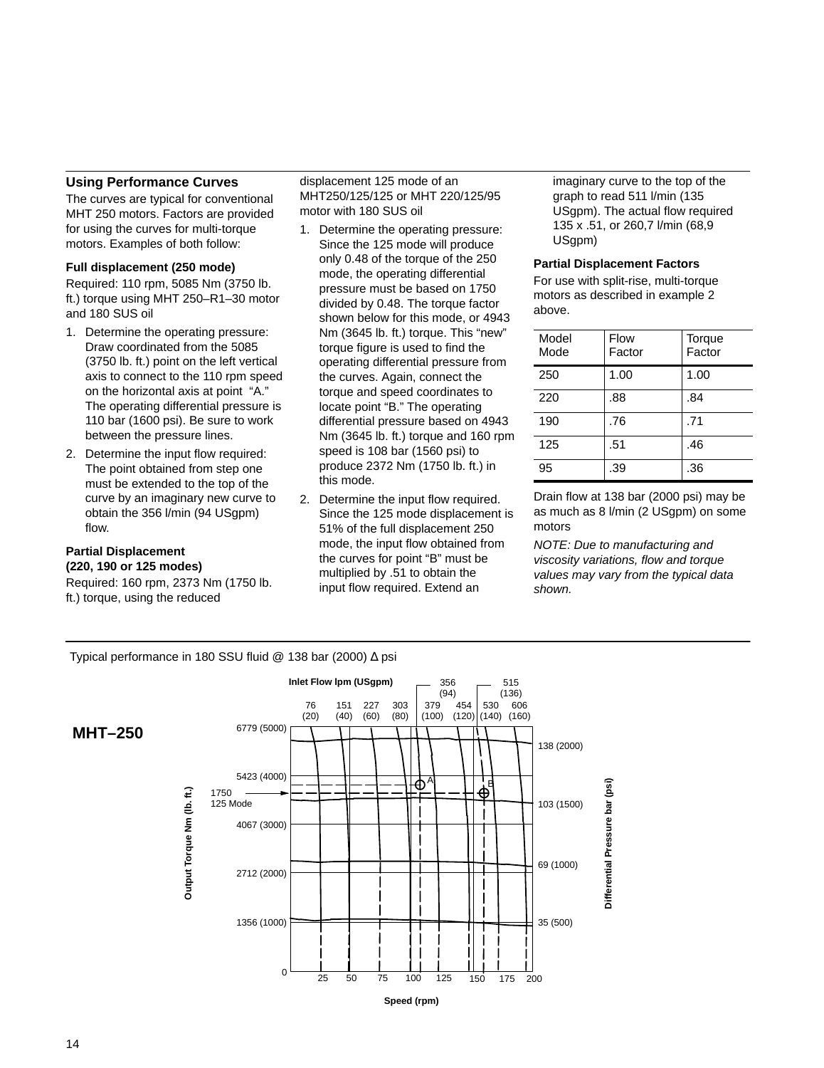## Using Performance Curves

The curves are typical for conventional MHT 250 motors. Factors are provided for using the curves for multi-torque motors. Examples of both follow:

### Full displacement (250 mode)

Required: 110 rpm, 5085 Nm (3750 lb. ft.) torque using MHT 250–R1–30 motor and 180 SUS oil

1. Determine the operating pressure: Draw coordinated from the 5085 (3750 lb. ft.) point on the left vertical axis to connect to the 110 rpm speed on the horizontal axis at point "A." The operating differential pressure is 110 bar (1600 psi). Be sure to work between the pressure lines.
2. Determine the input flow required: The point obtained from step one must be extended to the top of the curve by an imaginary new curve to obtain the 356 l/min (94 USgpm) flow.

### Partial Displacement (220, 190 or 125 modes)

Required: 160 rpm, 2373 Nm (1750 lb. ft.) torque, using the reduced displacement 125 mode of an MHT250/125/125 or MHT 220/125/95 motor with 180 SUS oil

1. Determine the operating pressure: Since the 125 mode will produce only 0.48 of the torque of the 250 mode, the operating differential pressure must be based on 1750 divided by 0.48. The torque factor shown below for this mode, or 4943 Nm (3645 lb. ft.) torque. This "new" torque figure is used to find the operating differential pressure from the curves. Again, connect the torque and speed coordinates to locate point "B." The operating differential pressure based on 4943 Nm (3645 lb. ft.) torque and 160 rpm speed is 108 bar (1560 psi) to produce 2372 Nm (1750 lb. ft.) in this mode.
2. Determine the input flow required. Since the 125 mode displacement is 51% of the full displacement 250 mode, the input flow obtained from the curves for point "B" must be multiplied by .51 to obtain the input flow required. Extend an imaginary curve to the top of the graph to read 511 l/min (135 USgpm). The actual flow required 135 x .51, or 260,7 l/min (68,9 USgpm)

### Partial Displacement Factors

For use with split-rise, multi-torque motors as described in example 2 above.

| Model Mode | Flow Factor | Torque Factor |
|---|---|---|
| 250 | 1.00 | 1.00 |
| 220 | .88 | .84 |
| 190 | .76 | .71 |
| 125 | .51 | .46 |
| 95 | .39 | .36 |

Drain flow at 138 bar (2000 psi) may be as much as 8 l/min (2 USgpm) on some motors

*NOTE: Due to manufacturing and viscosity variations, flow and torque values may vary from the typical data shown.*

Typical performance in 180 SSU fluid @ 138 bar (2000) Δ psi

**MHT–250**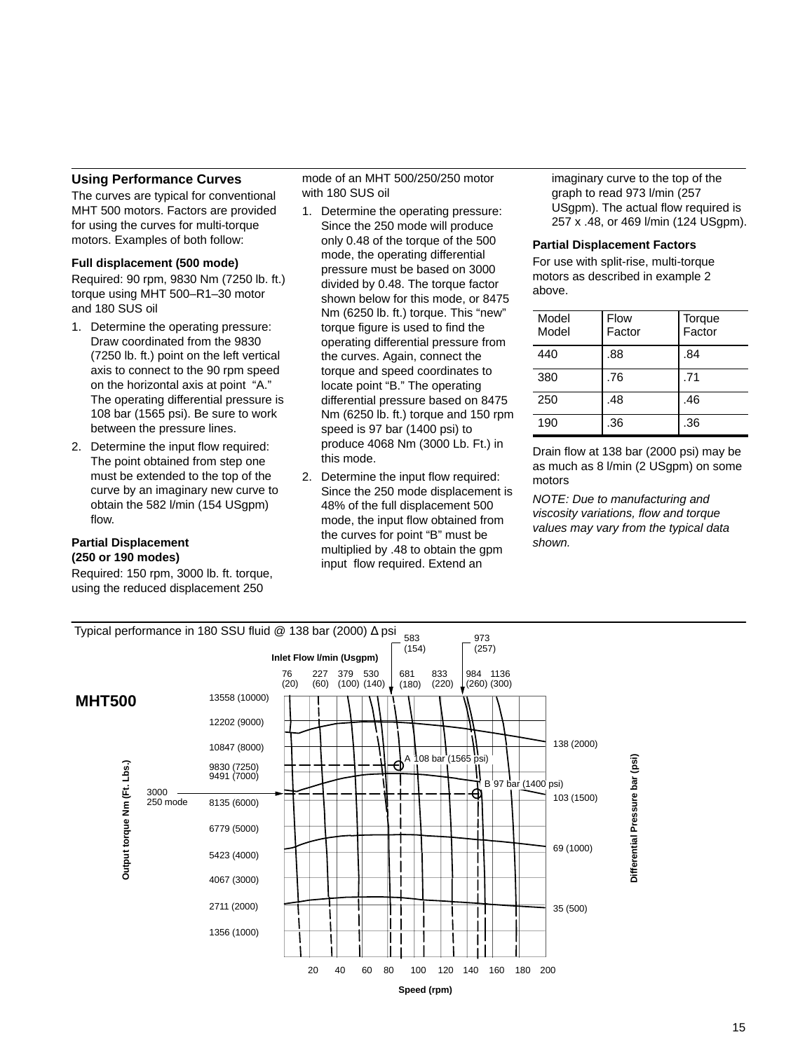## Using Performance Curves

The curves are typical for conventional MHT 500 motors. Factors are provided for using the curves for multi-torque motors. Examples of both follow:

### Full displacement (500 mode)

Required: 90 rpm, 9830 Nm (7250 lb. ft.) torque using MHT 500–R1–30 motor and 180 SUS oil

1. Determine the operating pressure: Draw coordinated from the 9830 (7250 lb. ft.) point on the left vertical axis to connect to the 90 rpm speed on the horizontal axis at point "A." The operating differential pressure is 108 bar (1565 psi). Be sure to work between the pressure lines.
2. Determine the input flow required: The point obtained from step one must be extended to the top of the curve by an imaginary new curve to obtain the 582 l/min (154 USgpm) flow.

### Partial Displacement (250 or 190 modes)

Required: 150 rpm, 3000 lb. ft. torque, using the reduced displacement 250 mode of an MHT 500/250/250 motor with 180 SUS oil

1. Determine the operating pressure: Since the 250 mode will produce only 0.48 of the torque of the 500 mode, the operating differential pressure must be based on 3000 divided by 0.48. The torque factor shown below for this mode, or 8475 Nm (6250 lb. ft.) torque. This "new" torque figure is used to find the operating differential pressure from the curves. Again, connect the torque and speed coordinates to locate point "B." The operating differential pressure based on 8475 Nm (6250 lb. ft.) torque and 150 rpm speed is 97 bar (1400 psi) to produce 4068 Nm (3000 Lb. Ft.) in this mode.
2. Determine the input flow required: Since the 250 mode displacement is 48% of the full displacement 500 mode, the input flow obtained from the curves for point "B" must be multiplied by .48 to obtain the gpm input flow required. Extend an imaginary curve to the top of the graph to read 973 l/min (257 USgpm). The actual flow required is 257 x .48, or 469 l/min (124 USgpm).

### Partial Displacement Factors

For use with split-rise, multi-torque motors as described in example 2 above.

| Model Model | Flow Factor | Torque Factor |
|---|---|---|
| 440 | .88 | .84 |
| 380 | .76 | .71 |
| 250 | .48 | .46 |
| 190 | .36 | .36 |

Drain flow at 138 bar (2000 psi) may be as much as 8 l/min (2 USgpm) on some motors

*NOTE: Due to manufacturing and viscosity variations, flow and torque values may vary from the typical data shown.*

Typical performance in 180 SSU fluid @ 138 bar (2000) Δ psi

**MHT500**

Inlet Flow l/min (Usgpm): 76 (20), 227 (60), 379 (100), 530 (140), 583 (154), 681 (180), 833 (220), 973 (257), 984 (260), 1136 (300)

Output torque Nm (Ft. Lbs.): 13558 (10000), 12202 (9000), 10847 (8000), 9830 (7250), 9491 (7000), 8135 (6000), 6779 (5000), 5423 (4000), 4067 (3000), 2711 (2000), 1356 (1000); 3000 250 mode

Differential Pressure bar (psi): 138 (2000), 103 (1500), 69 (1000), 35 (500)

A 108 bar (1565 psi)

B 97 bar (1400 psi)

Speed (rpm): 20, 40, 60, 80, 100, 120, 140, 160, 180, 200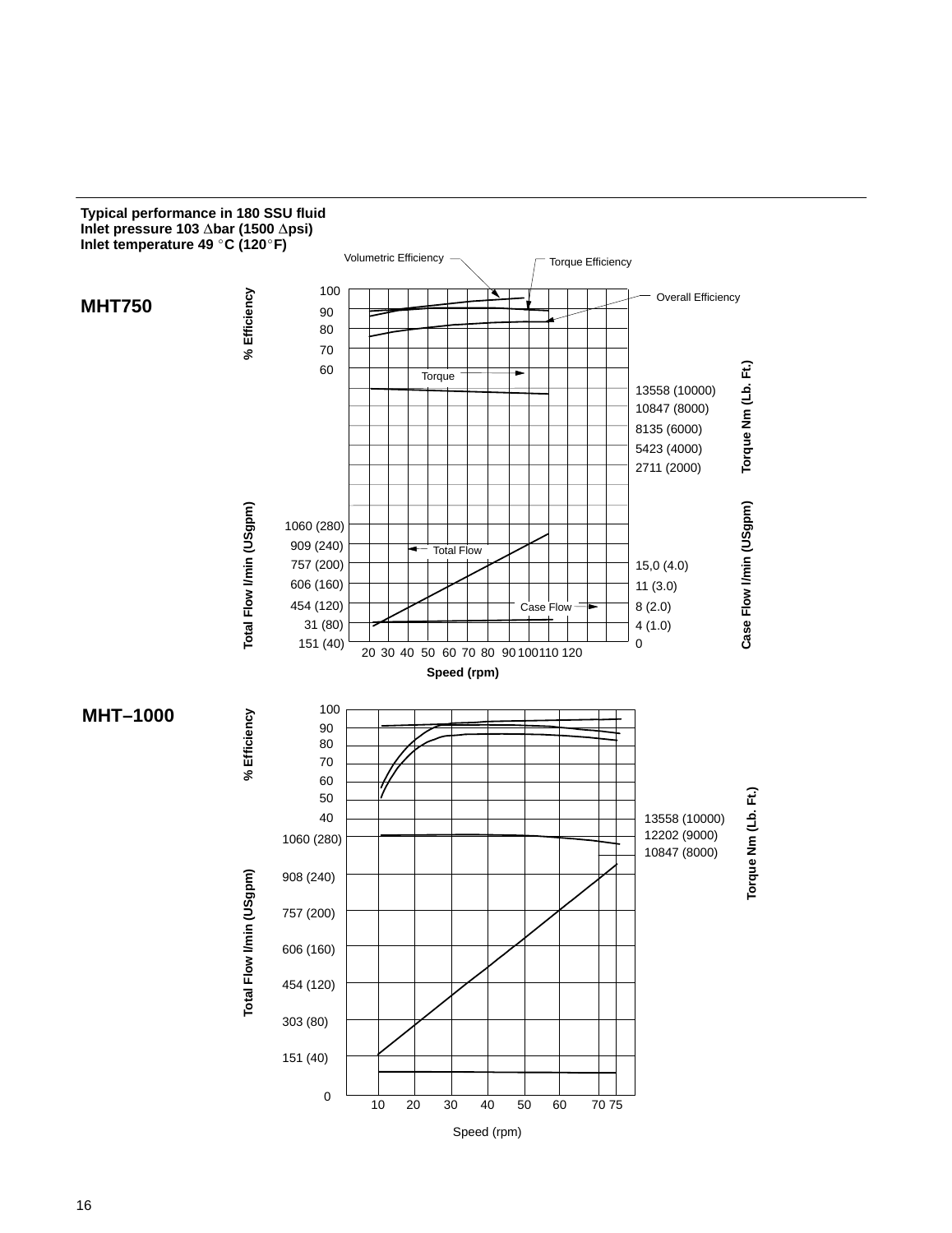**Typical performance in 180 SSU fluid**
**Inlet pressure 103 ∆bar (1500 ∆psi)**
**Inlet temperature 49 °C (120°F)**

## MHT750

Volumetric Efficiency — Torque Efficiency — Overall Efficiency

% Efficiency: 100, 90, 80, 70, 60

Torque

Torque Nm (Lb. Ft.): 13558 (10000), 10847 (8000), 8135 (6000), 5423 (4000), 2711 (2000)

Total Flow l/min (USgpm): 1060 (280), 909 (240), 757 (200), 606 (160), 454 (120), 31 (80), 151 (40)

Total Flow

Case Flow

Case Flow l/min (USgpm): 15,0 (4.0), 11 (3.0), 8 (2.0), 4 (1.0), 0

Speed (rpm): 20 30 40 50 60 70 80 90 100 110 120

## MHT–1000

% Efficiency: 100, 90, 80, 70, 60, 50, 40

Torque Nm (Lb. Ft.): 13558 (10000), 12202 (9000), 10847 (8000)

Total Flow l/min (USgpm): 1060 (280), 908 (240), 757 (200), 606 (160), 454 (120), 303 (80), 151 (40), 0

Speed (rpm): 10 20 30 40 50 60 70 75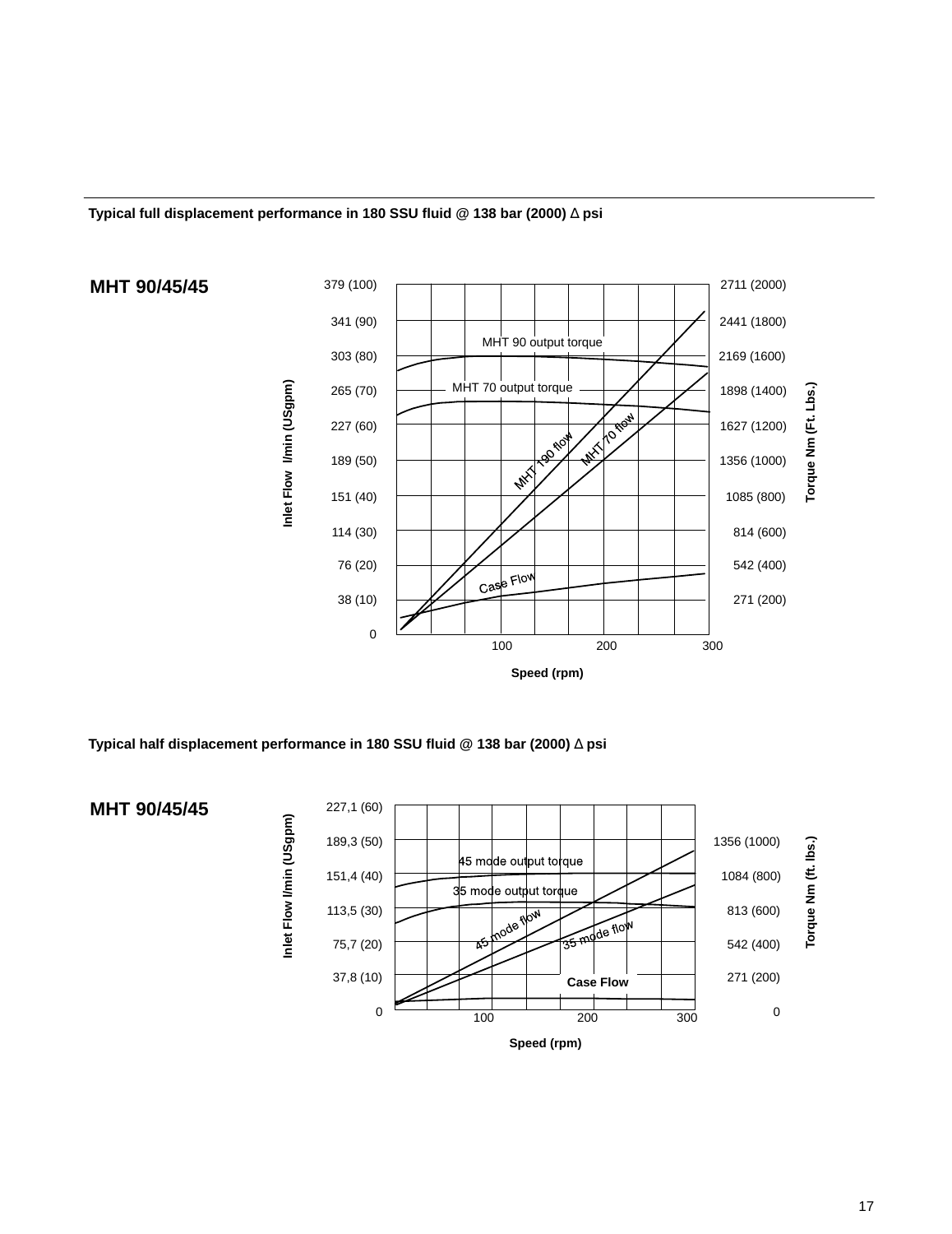**Typical full displacement performance in 180 SSU fluid @ 138 bar (2000) Δ psi**

## MHT 90/45/45

Inlet Flow l/min (USgpm): 379 (100), 341 (90), 303 (80), 265 (70), 227 (60), 189 (50), 151 (40), 114 (30), 76 (20), 38 (10), 0

Torque Nm (Ft. Lbs.): 2711 (2000), 2441 (1800), 2169 (1600), 1898 (1400), 1627 (1200), 1356 (1000), 1085 (800), 814 (600), 542 (400), 271 (200)

MHT 90 output torque

MHT 70 output torque

MHT 190 flow

MHT 70 flow

Case Flow

Speed (rpm): 100, 200, 300

**Typical half displacement performance in 180 SSU fluid @ 138 bar (2000) Δ psi**

## MHT 90/45/45

Inlet Flow l/min (USgpm): 227,1 (60), 189,3 (50), 151,4 (40), 113,5 (30), 75,7 (20), 37,8 (10), 0

Torque Nm (ft. lbs.): 1356 (1000), 1084 (800), 813 (600), 542 (400), 271 (200), 0

45 mode output torque

35 mode output torque

45 mode flow

35 mode flow

Case Flow

Speed (rpm): 100, 200, 300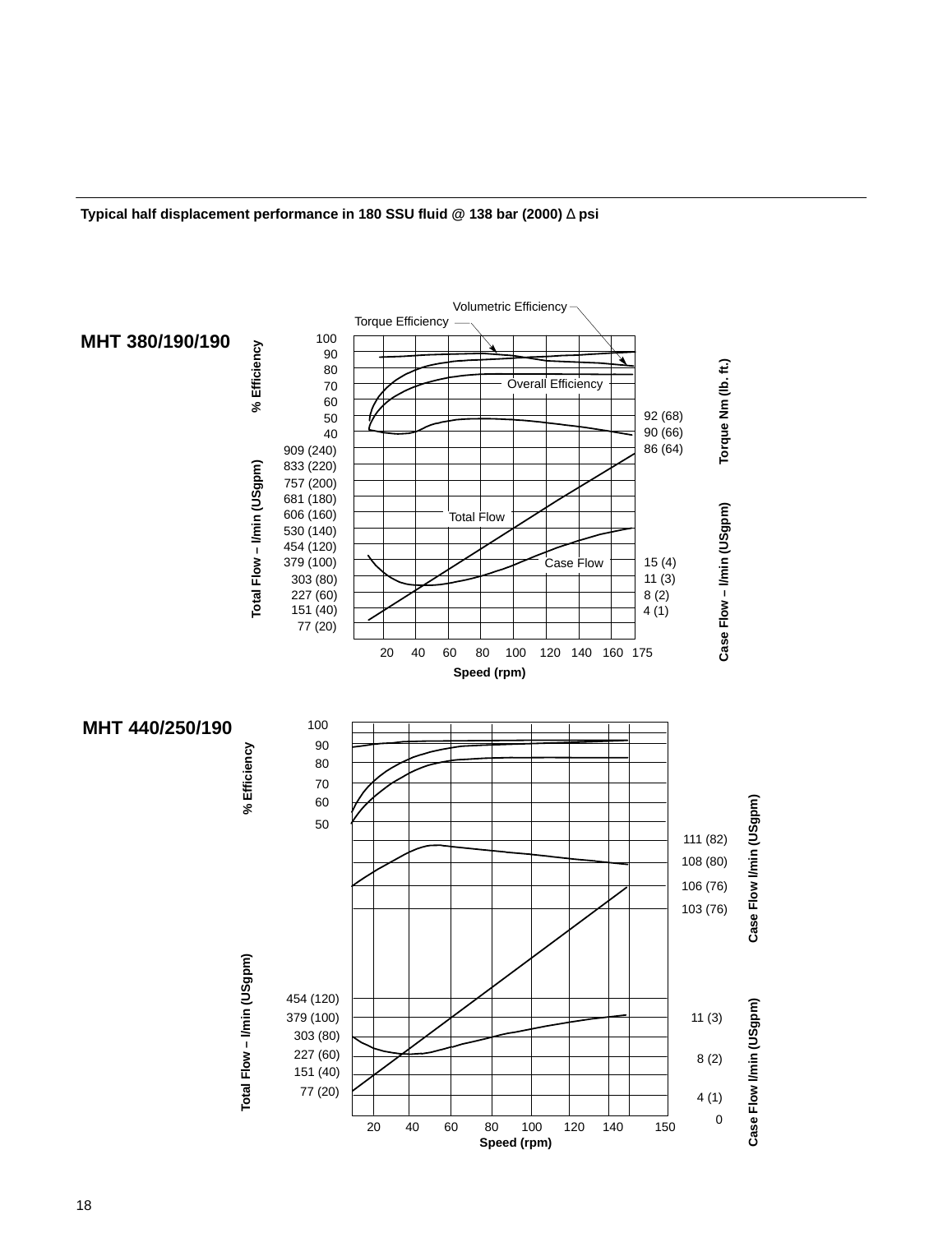**Typical half displacement performance in 180 SSU fluid @ 138 bar (2000) Δ psi**

**MHT 380/190/190**

Volumetric Efficiency
Torque Efficiency
Overall Efficiency
Total Flow
Case Flow

% Efficiency: 100, 90, 80, 70, 60, 50, 40

Torque Nm (lb. ft.): 92 (68), 90 (66), 86 (64)

Total Flow – l/min (USgpm): 909 (240), 833 (220), 757 (200), 681 (180), 606 (160), 530 (140), 454 (120), 379 (100), 303 (80), 227 (60), 151 (40), 77 (20)

Case Flow – l/min (USgpm): 15 (4), 11 (3), 8 (2), 4 (1)

Speed (rpm): 20, 40, 60, 80, 100, 120, 140, 160, 175

**MHT 440/250/190**

% Efficiency: 100, 90, 80, 70, 60, 50

Case Flow l/min (USgpm): 111 (82), 108 (80), 106 (76), 103 (76)

Total Flow – l/min (USgpm): 454 (120), 379 (100), 303 (80), 227 (60), 151 (40), 77 (20)

Case Flow l/min (USgpm): 11 (3), 8 (2), 4 (1), 0

Speed (rpm): 20, 40, 60, 80, 100, 120, 140, 150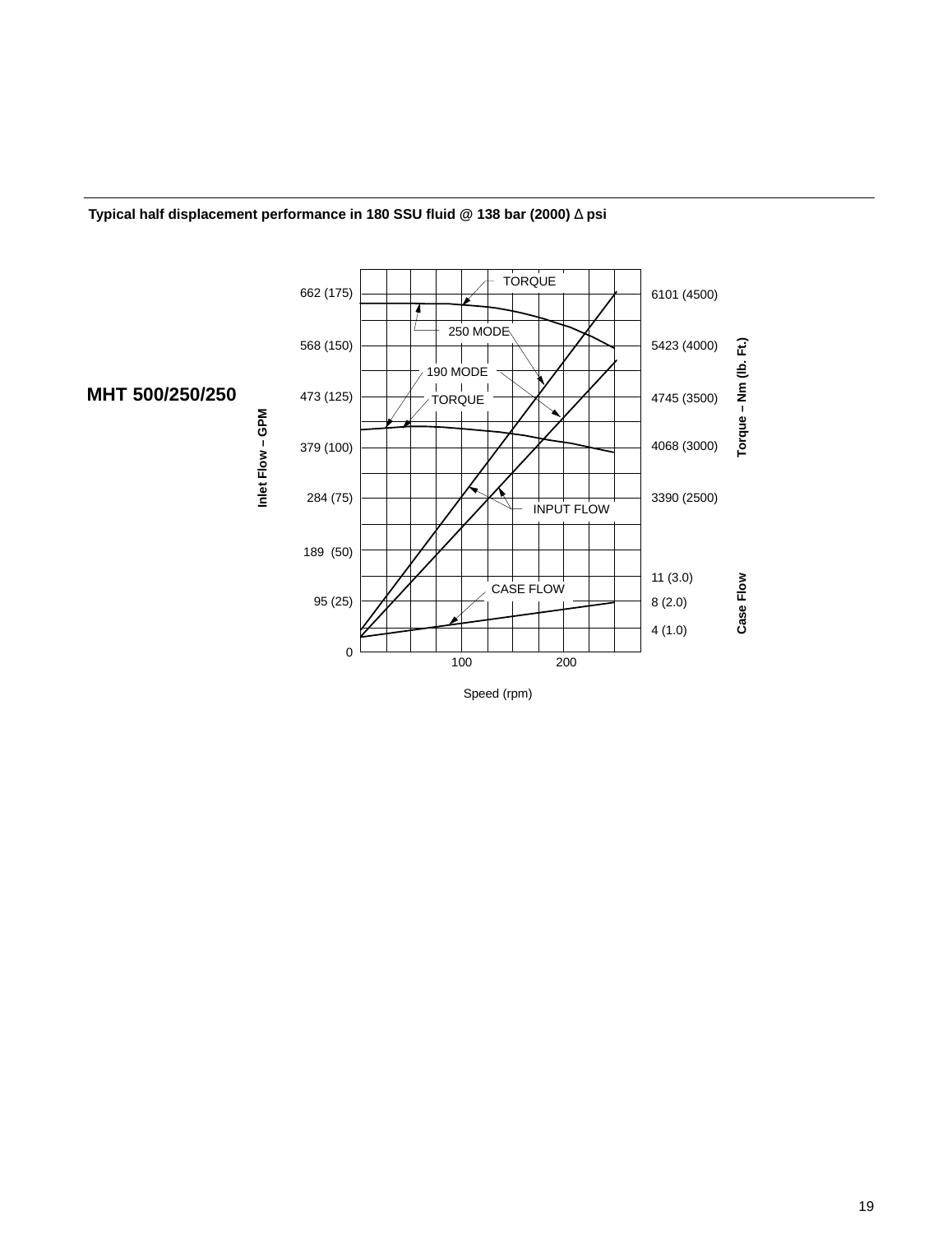**Typical half displacement performance in 180 SSU fluid @ 138 bar (2000) Δ psi**

**MHT 500/250/250**

Inlet Flow – GPM: 0, 95 (25), 189 (50), 284 (75), 379 (100), 473 (125), 568 (150), 662 (175)

Torque – Nm (lb. Ft.): 3390 (2500), 4068 (3000), 4745 (3500), 5423 (4000), 6101 (4500)

Case Flow: 4 (1.0), 8 (2.0), 11 (3.0)

Speed (rpm): 100, 200

TORQUE

250 MODE

190 MODE

TORQUE

INPUT FLOW

CASE FLOW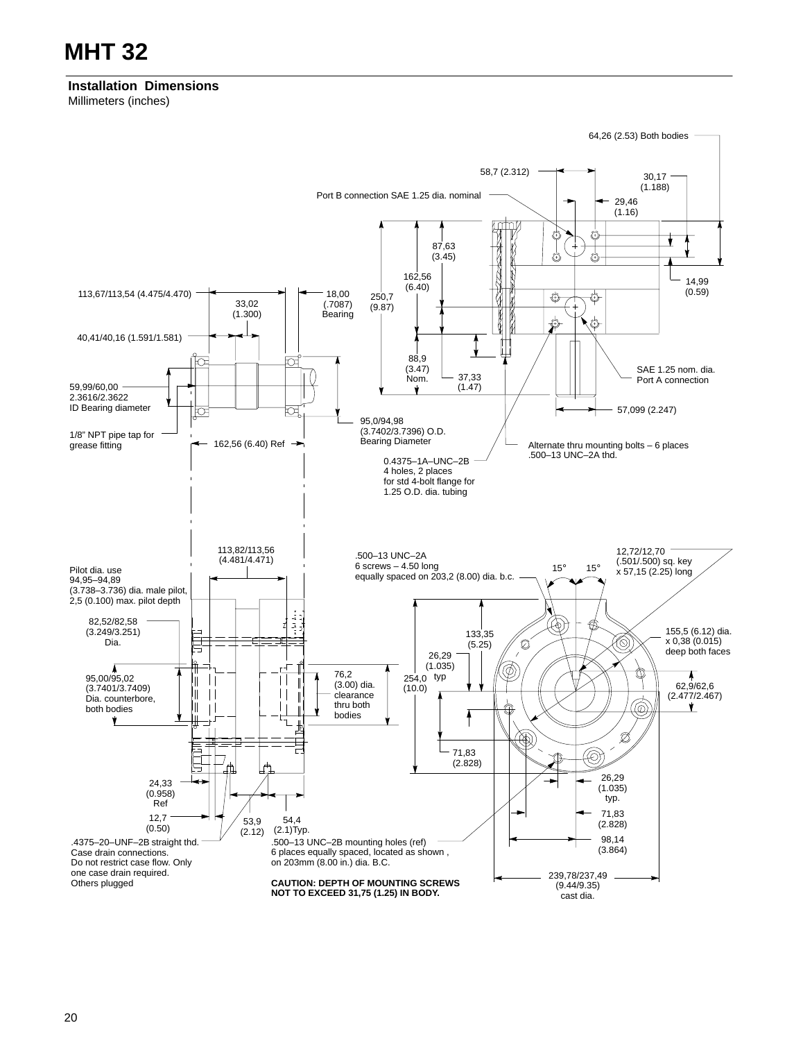# MHT 32

**Installation Dimensions**

Millimeters (inches)

64,26 (2.53) Both bodies

58,7 (2.312)

30,17 (1.188)

29,46 (1.16)

Port B connection SAE 1.25 dia. nominal

87,63 (3.45)

162,56 (6.40)

250,7 (9.87)

14,99 (0.59)

113,67/113,54 (4.475/4.470)

18,00 (.7087) Bearing

33,02 (1.300)

40,41/40,16 (1.591/1.581)

88,9 (3.47) Nom.

37,33 (1.47)

SAE 1.25 nom. dia. Port A connection

59,99/60,00 2.3616/2.3622 ID Bearing diameter

57,099 (2.247)

95,0/94,98 (3.7402/3.7396) O.D. Bearing Diameter

1/8" NPT pipe tap for grease fitting

162,56 (6.40) Ref

Alternate thru mounting bolts – 6 places .500–13 UNC–2A thd.

0.4375–1A–UNC–2B 4 holes, 2 places for std 4-bolt flange for 1.25 O.D. dia. tubing

113,82/113,56 (4.481/4.471)

.500–13 UNC–2A 6 screws – 4.50 long equally spaced on 203,2 (8.00) dia. b.c.

12,72/12,70 (.501/.500) sq. key x 57,15 (2.25) long

15° 15°

Pilot dia. use 94,95–94,89 (3.738–3.736) dia. male pilot, 2,5 (0.100) max. pilot depth

82,52/82,58 (3.249/3.251) Dia.

133,35 (5.25)

155,5 (6.12) dia. x 0,38 (0.015) deep both faces

26,29 (1.035) typ

95,00/95,02 (3.7401/3.7409) Dia. counterbore, both bodies

76,2 (3.00) dia. clearance thru both bodies

254,0 (10.0)

62,9/62,6 (2.477/2.467)

71,83 (2.828)

24,33 (0.958) Ref

26,29 (1.035) typ.

12,7 (0.50)

53,9 (2.12)

54,4 (2.1)Typ.

71,83 (2.828)

98,14 (3.864)

.4375–20–UNF–2B straight thd. Case drain connections. Do not restrict case flow. Only one case drain required. Others plugged

.500–13 UNC–2B mounting holes (ref) 6 places equally spaced, located as shown , on 203mm (8.00 in.) dia. B.C.

**CAUTION: DEPTH OF MOUNTING SCREWS NOT TO EXCEED 31,75 (1.25) IN BODY.**

239,78/237,49 (9.44/9.35) cast dia.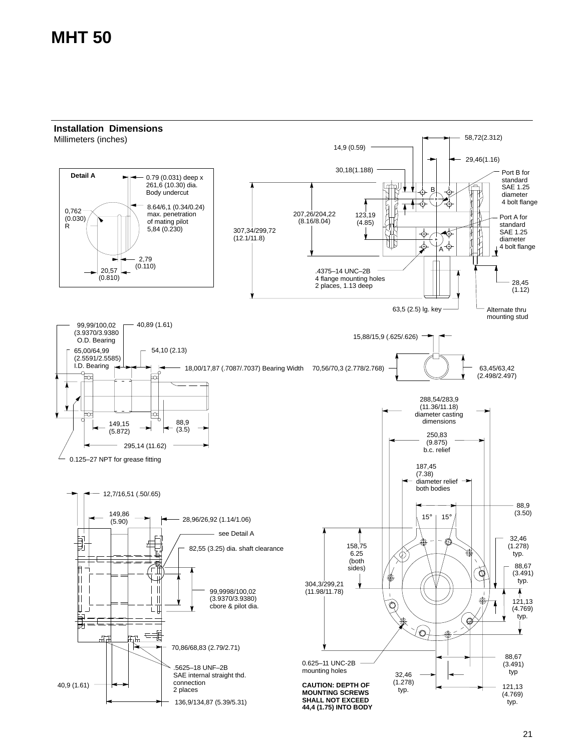# MHT 50

## Installation Dimensions

Millimeters (inches)

**Detail A**

- 0.79 (0.031) deep x 261,6 (10.30) dia. Body undercut
- 8.64/6,1 (0.34/0.24) max. penetration of mating pilot 5,84 (0.230)
- 0,762 (0.030) R
- 2,79 (0.110)
- 20,57 (0.810)

58,72(2.312)

14,9 (0.59)

29,46(1.16)

30,18(1.188)

Port B for standard SAE 1.25 diameter 4 bolt flange

Port A for standard SAE 1.25 diameter 4 bolt flange

207,26/204,22 (8.16/8.04)

123,19 (4.85)

307,34/299,72 (12.1/11.8)

.4375–14 UNC–2B 4 flange mounting holes 2 places, 1.13 deep

28,45 (1.12)

63,5 (2.5) lg. key

Alternate thru mounting stud

99,99/100,02 (3.9370/3.9380 O.D. Bearing

40,89 (1.61)

65,00/64,99 (2.5591/2.5585) I.D. Bearing

54,10 (2.13)

18,00/17,87 (.7087/.7037) Bearing Width

149,15 (5.872)

88,9 (3.5)

295,14 (11.62)

0.125–27 NPT for grease fitting

15,88/15,9 (.625/.626)

70,56/70,3 (2.778/2.768)

63,45/63,42 (2.498/2.497)

288,54/283,9 (11.36/11.18) diameter casting dimensions

250,83 (9.875) b.c. relief

187,45 (7.38) diameter relief both bodies

88,9 (3.50)

15° 15°

32,46 (1.278) typ.

88,67 (3.491) typ.

121,13 (4.769) typ.

158,75 6.25 (both sides)

304,3/299,21 (11.98/11.78)

0.625–11 UNC-2B mounting holes

**CAUTION: DEPTH OF MOUNTING SCREWS SHALL NOT EXCEED 44,4 (1.75) INTO BODY**

32,46 (1.278) typ.

88,67 (3.491) typ

121,13 (4.769) typ.

12,7/16,51 (.50/.65)

149,86 (5.90)

28,96/26,92 (1.14/1.06)

see Detail A

82,55 (3.25) dia. shaft clearance

99,9998/100,02 (3.9370/3.9380) cbore & pilot dia.

70,86/68,83 (2.79/2.71)

.5625–18 UNF–2B SAE internal straight thd. connection 2 places

40,9 (1.61)

136,9/134,87 (5.39/5.31)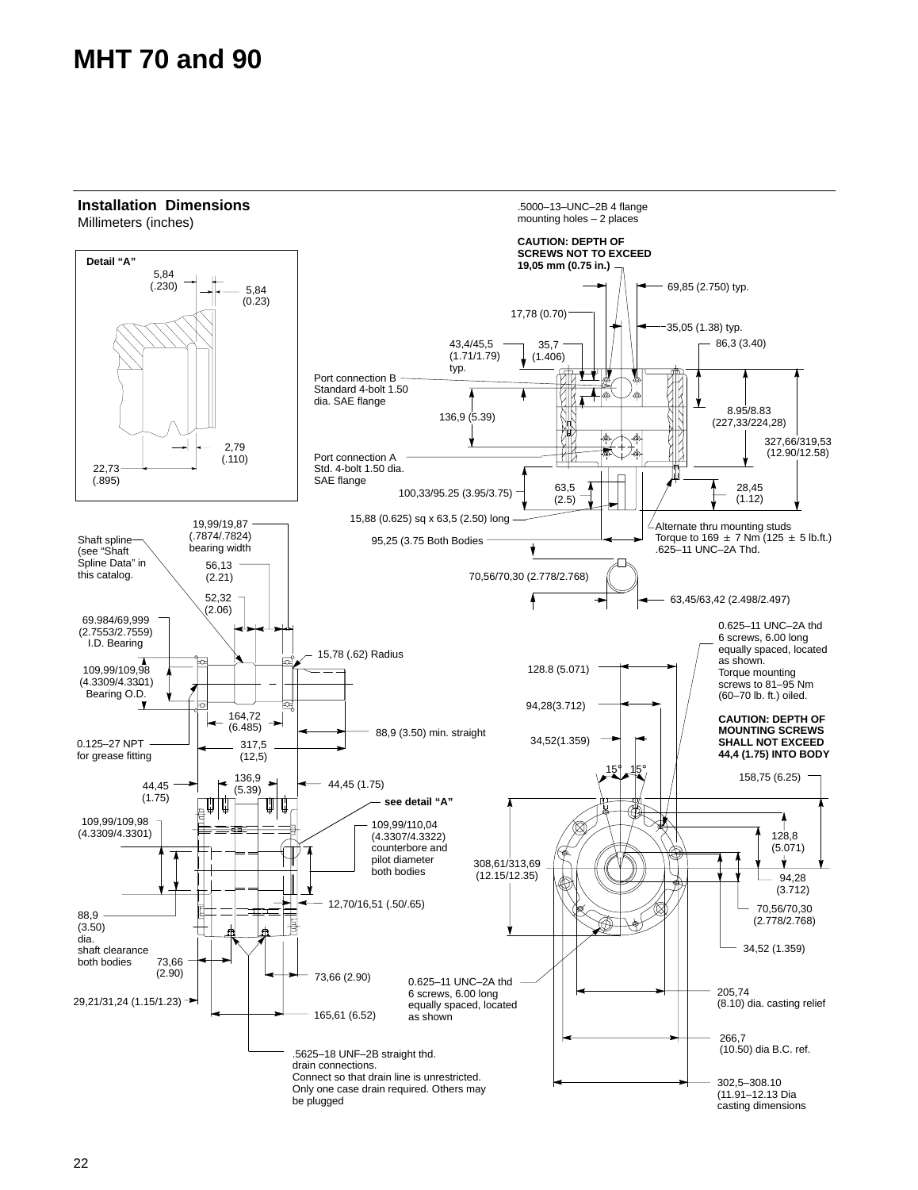# MHT 70 and 90

## Installation Dimensions

Millimeters (inches)

**Detail "A"**

5,84 (.230)

5,84 (0.23)

2,79 (.110)

22,73 (.895)

.5000–13–UNC–2B 4 flange mounting holes – 2 places

**CAUTION: DEPTH OF SCREWS NOT TO EXCEED 19,05 mm (0.75 in.)**

69,85 (2.750) typ.

17,78 (0.70)

35,05 (1.38) typ.

43,4/45,5 (1.71/1.79) typ.

35,7 (1.406)

86,3 (3.40)

Port connection B Standard 4-bolt 1.50 dia. SAE flange

136,9 (5.39)

8.95/8.83 (227,33/224,28)

327,66/319,53 (12.90/12.58)

Port connection A Std. 4-bolt 1.50 dia. SAE flange

100,33/95.25 (3.95/3.75)

63,5 (2.5)

28,45 (1.12)

15,88 (0.625) sq x 63,5 (2.50) long

Alternate thru mounting studs Torque to 169 ± 7 Nm (125 ± 5 lb.ft.) .625–11 UNC–2A Thd.

95,25 (3.75 Both Bodies

70,56/70,30 (2.778/2.768)

63,45/63,42 (2.498/2.497)

19,99/19,87 (.7874/.7824) bearing width

Shaft spline (see "Shaft Spline Data" in this catalog.

56,13 (2.21)

52,32 (2.06)

69.984/69,999 (2.7553/2.7559) I.D. Bearing

15,78 (.62) Radius

109,99/109,98 (4.3309/4.3301) Bearing O.D.

164,72 (6.485)

88,9 (3.50) min. straight

0.125–27 NPT for grease fitting

317,5 (12,5)

0.625–11 UNC–2A thd 6 screws, 6.00 long equally spaced, located as shown. Torque mounting screws to 81–95 Nm (60–70 lb. ft.) oiled.

**CAUTION: DEPTH OF MOUNTING SCREWS SHALL NOT EXCEED 44,4 (1.75) INTO BODY**

128.8 (5.071)

94,28(3.712)

34,52(1.359)

15° 15°

158,75 (6.25)

44,45 (1.75)

136,9 (5.39)

44,45 (1.75)

**see detail "A"**

109,99/109,98 (4.3309/4.3301)

109,99/110,04 (4.3307/4.3322) counterbore and pilot diameter both bodies

308,61/313,69 (12.15/12.35)

128,8 (5.071)

94,28 (3.712)

70,56/70,30 (2.778/2.768)

12,70/16,51 (.50/.65)

88,9 (3.50) dia. shaft clearance both bodies

73,66 (2.90)

34,52 (1.359)

73,66 (2.90)

0.625–11 UNC–2A thd 6 screws, 6.00 long equally spaced, located as shown

205,74 (8.10) dia. casting relief

29,21/31,24 (1.15/1.23)

165,61 (6.52)

266,7 (10.50) dia B.C. ref.

.5625–18 UNF–2B straight thd. drain connections. Connect so that drain line is unrestricted. Only one case drain required. Others may be plugged

302,5–308.10 (11.91–12.13 Dia casting dimensions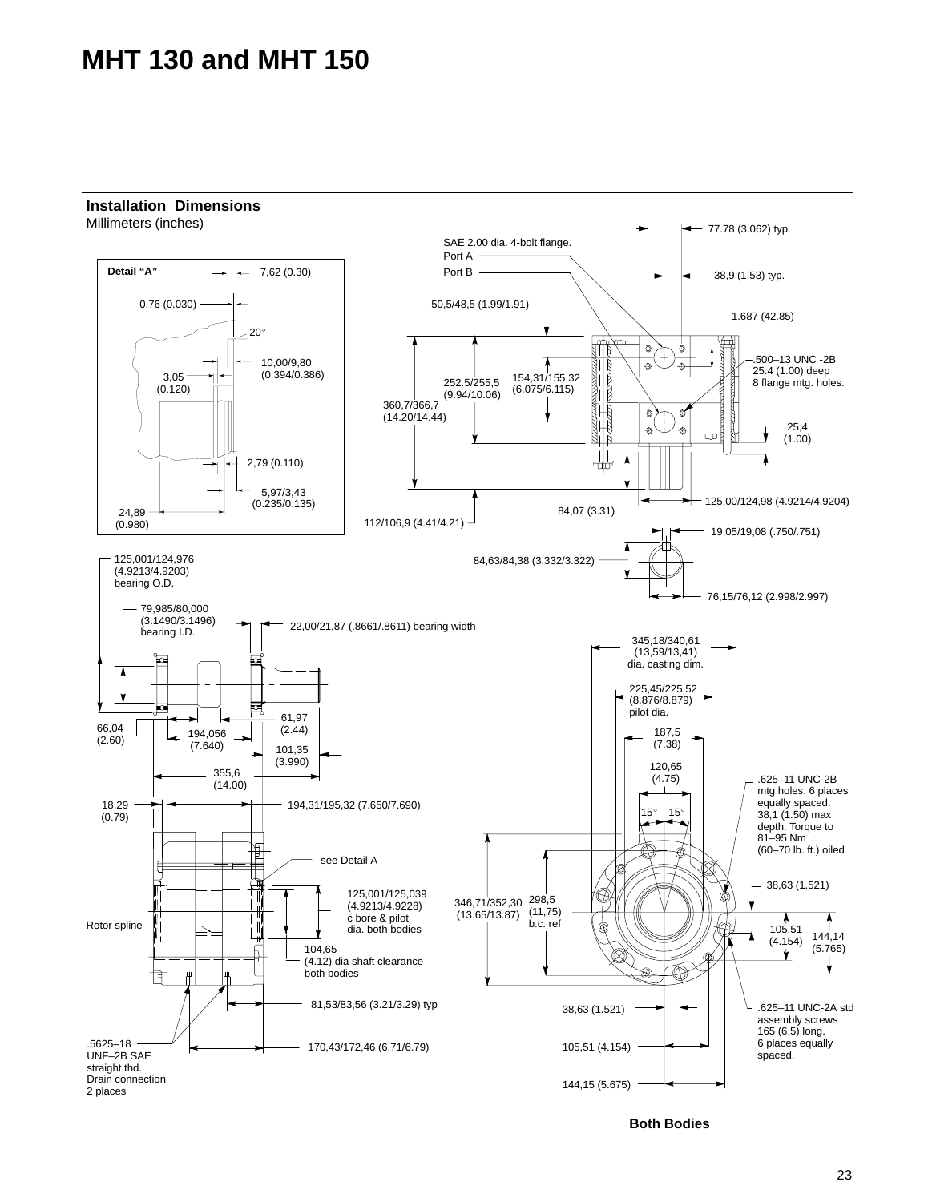# MHT 130 and MHT 150

## Installation Dimensions

Millimeters (inches)

**Detail "A"**

7,62 (0.30)

0,76 (0.030)

20°

10,00/9,80 (0.394/0.386)

3,05 (0.120)

2,79 (0.110)

5,97/3,43 (0.235/0.135)

24,89 (0.980)

SAE 2.00 dia. 4-bolt flange.
Port A
Port B

77.78 (3.062) typ.

38,9 (1.53) typ.

50,5/48,5 (1.99/1.91)

1.687 (42.85)

.500–13 UNC -2B
25.4 (1.00) deep
8 flange mtg. holes.

252.5/255,5 (9.94/10.06)

154,31/155,32 (6.075/6.115)

360,7/366,7 (14.20/14.44)

25,4 (1.00)

125,00/124,98 (4.9214/4.9204)

84,07 (3.31)

112/106,9 (4.41/4.21)

19,05/19,08 (.750/.751)

84,63/84,38 (3.332/3.322)

76,15/76,12 (2.998/2.997)

125,001/124,976 (4.9213/4.9203) bearing O.D.

79,985/80,000 (3.1490/3.1496) bearing I.D.

22,00/21,87 (.8661/.8611) bearing width

66,04 (2.60)

194,056 (7.640)

61,97 (2.44)

101,35 (3.990)

355,6 (14.00)

18,29 (0.79)

194,31/195,32 (7.650/7.690)

see Detail A

125,001/125,039 (4.9213/4.9228) c bore & pilot dia. both bodies

Rotor spline

104,65 (4.12) dia shaft clearance both bodies

81,53/83,56 (3.21/3.29) typ

.5625–18 UNF–2B SAE straight thd. Drain connection 2 places

170,43/172,46 (6.71/6.79)

345,18/340,61 (13,59/13,41) dia. casting dim.

225,45/225,52 (8.876/8.879) pilot dia.

187,5 (7.38)

120,65 (4.75)

15° 15°

.625–11 UNC-2B mtg holes. 6 places equally spaced. 38,1 (1.50) max depth. Torque to 81–95 Nm (60–70 lb. ft.) oiled

38,63 (1.521)

346,71/352,30 (13.65/13.87)

298,5 (11,75) b.c. ref

105,51 (4.154)

144,14 (5.765)

38,63 (1.521)

105,51 (4.154)

144,15 (5.675)

.625–11 UNC-2A std assembly screws 165 (6.5) long. 6 places equally spaced.

**Both Bodies**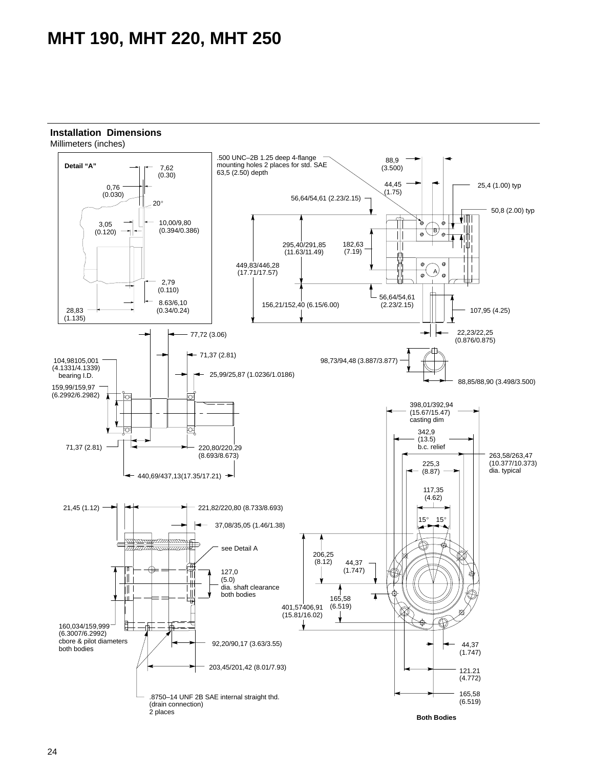# MHT 190, MHT 220, MHT 250

## Installation Dimensions

Millimeters (inches)

**Detail "A"**

7,62 (0.30)

0,76 (0.030)

20°

3,05 (0.120)

10,00/9,80 (0.394/0.386)

2,79 (0.110)

8.63/6,10 (0.34/0.24)

28,83 (1.135)

.500 UNC–2B 1.25 deep 4-flange mounting holes 2 places for std. SAE 63,5 (2.50) depth

88,9 (3.500)

44,45 (1.75)

25,4 (1.00) typ

56,64/54,61 (2.23/2.15)

50,8 (2.00) typ

295,40/291,85 (11.63/11.49)

182,63 (7.19)

449,83/446,28 (17.71/17.57)

156,21/152,40 (6.15/6.00)

56,64/54,61 (2.23/2.15)

107,95 (4.25)

22,23/22,25 (0.876/0.875)

77,72 (3.06)

71,37 (2.81)

104,98105,001 (4.1331/4.1339) bearing I.D.

25,99/25,87 (1.0236/1.0186)

98,73/94,48 (3.887/3.877)

88,85/88,90 (3.498/3.500)

159,99/159,97 (6.2992/6.2982)

398,01/392,94 (15.67/15.47) casting dim

342,9 (13.5) b.c. relief

71,37 (2.81)

220,80/220,29 (8.693/8.673)

263,58/263,47 (10.377/10.373) dia. typical

225,3 (8.87)

440,69/437,13(17.35/17.21)

117,35 (4.62)

21,45 (1.12)

221,82/220,80 (8.733/8.693)

15° 15°

37,08/35,05 (1.46/1.38)

see Detail A

206,25 (8.12)

44,37 (1.747)

127,0 (5.0) dia. shaft clearance both bodies

165,58 (6.519)

401,57406,91 (15.81/16.02)

160,034/159,999 (6.3007/6.2992) cbore & pilot diameters both bodies

92,20/90,17 (3.63/3.55)

44,37 (1.747)

203,45/201,42 (8.01/7.93)

121.21 (4.772)

.8750–14 UNF 2B SAE internal straight thd. (drain connection) 2 places

165,58 (6.519)

**Both Bodies**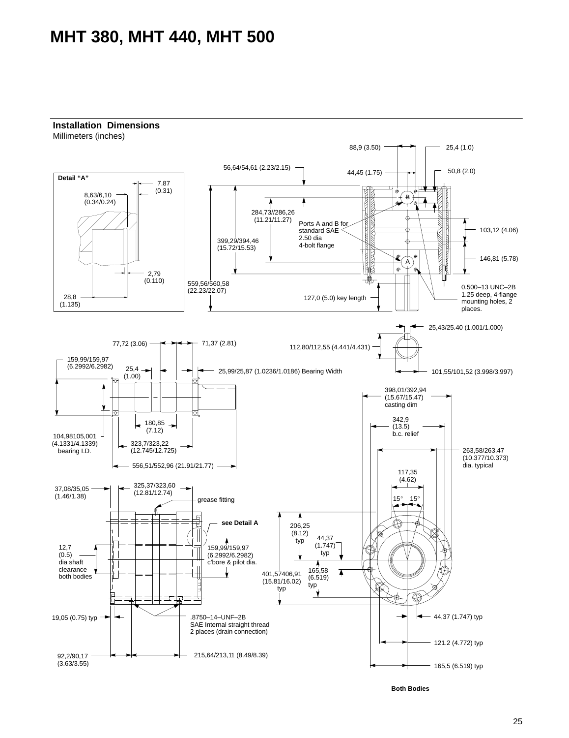# MHT 380, MHT 440, MHT 500

## Installation Dimensions

Millimeters (inches)

Detail "A"

7.87 (0.31)

8,63/6,10 (0.34/0.24)

2,79 (0.110)

28,8 (1.135)

88,9 (3.50)

25,4 (1.0)

56,64/54,61 (2.23/2.15)

44,45 (1.75)

50,8 (2.0)

284,73//286,26 (11.21/11.27)

Ports A and B for standard SAE 2.50 dia 4-bolt flange

399,29/394,46 (15.72/15.53)

103,12 (4.06)

146,81 (5.78)

559,56/560,58 (22.23/22.07)

127,0 (5.0) key length

0.500–13 UNC–2B 1.25 deep, 4-flange mounting holes, 2 places.

25,43/25.40 (1.001/1.000)

112,80/112,55 (4.441/4.431)

101,55/101,52 (3.998/3.997)

77,72 (3.06)

71,37 (2.81)

159,99/159,97 (6.2992/6.2982)

25,4 (1.00)

25,99/25,87 (1.0236/1.0186) Bearing Width

398,01/392,94 (15.67/15.47) casting dim

180,85 (7.12)

342,9 (13.5) b.c. relief

104,98105,001 (4.1331/4.1339) bearing I.D.

323,7/323,22 (12.745/12.725)

263,58/263,47 (10.377/10.373) dia. typical

556,51/552,96 (21.91/21.77)

117,35 (4.62)

37,08/35,05 (1.46/1.38)

325,37/323,60 (12.81/12.74)

15° 15°

grease fitting

see Detail A

206,25 (8.12) typ

44,37 (1.747) typ

12,7 (0.5) dia shaft clearance both bodies

159,99/159,97 (6.2992/6.2982) c'bore & pilot dia.

401,57406,91 (15.81/16.02) typ

165,58 (6.519) typ

19,05 (0.75) typ

.8750–14–UNF–2B SAE Internal straight thread 2 places (drain connection)

44,37 (1.747) typ

121.2 (4.772) typ

92,2/90,17 (3.63/3.55)

215,64/213,11 (8.49/8.39)

165,5 (6.519) typ

**Both Bodies**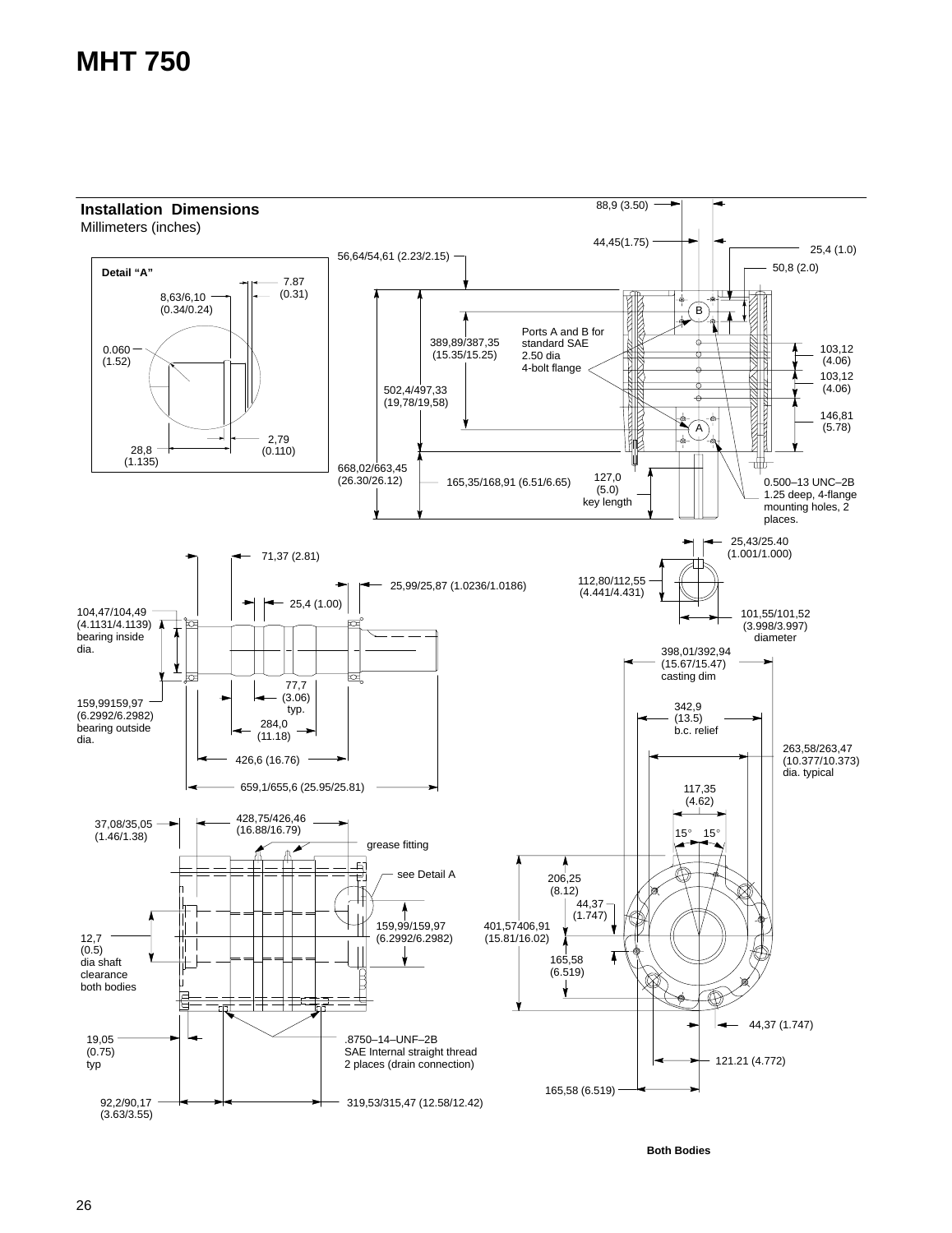# MHT 750

## Installation Dimensions

Millimeters (inches)

**Detail "A"**

7.87 (0.31)

8,63/6,10 (0.34/0.24)

0.060 (1.52)

2,79 (0.110)

28,8 (1.135)

88,9 (3.50)

44,45(1.75)

25,4 (1.0)

56,64/54,61 (2.23/2.15)

50,8 (2.0)

Ports A and B for standard SAE 2.50 dia 4-bolt flange

389,89/387,35 (15.35/15.25)

103,12 (4.06)

103,12 (4.06)

502,4/497,33 (19,78/19,58)

146,81 (5.78)

668,02/663,45 (26.30/26.12)

165,35/168,91 (6.51/6.65)

127,0 (5.0) key length

0.500–13 UNC–2B 1.25 deep, 4-flange mounting holes, 2 places.

25,43/25.40 (1.001/1.000)

71,37 (2.81)

25,99/25,87 (1.0236/1.0186)

112,80/112,55 (4.441/4.431)

25,4 (1.00)

104,47/104,49 (4.1131/4.1139) bearing inside dia.

101,55/101,52 (3.998/3.997) diameter

398,01/392,94 (15.67/15.47) casting dim

77,7 (3.06) typ.

159,99159,97 (6.2992/6.2982) bearing outside dia.

284,0 (11.18)

342,9 (13.5) b.c. relief

426,6 (16.76)

263,58/263,47 (10.377/10.373) dia. typical

659,1/655,6 (25.95/25.81)

117,35 (4.62)

37,08/35,05 (1.46/1.38)

428,75/426,46 (16.88/16.79)

15° 15°

grease fitting

see Detail A

206,25 (8.12)

44,37 (1.747)

159,99/159,97 (6.2992/6.2982)

401,57406,91 (15.81/16.02)

12,7 (0.5) dia shaft clearance both bodies

165,58 (6.519)

44,37 (1.747)

19,05 (0.75) typ

.8750–14–UNF–2B SAE Internal straight thread 2 places (drain connection)

121.21 (4.772)

165,58 (6.519)

92,2/90,17 (3.63/3.55)

319,53/315,47 (12.58/12.42)

**Both Bodies**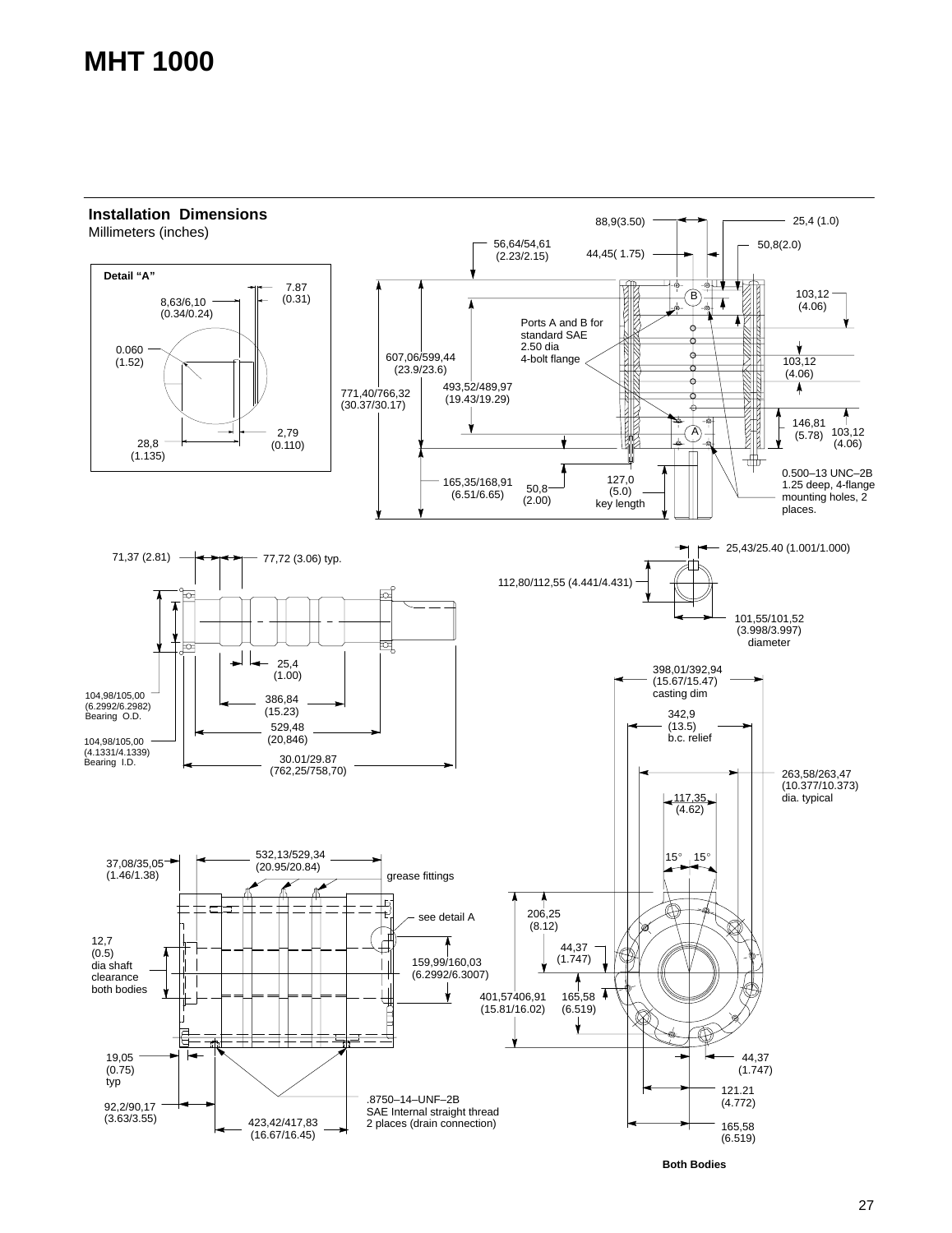# MHT 1000

## Installation Dimensions

Millimeters (inches)

**Detail "A"**

7.87 (0.31)
8,63/6,10 (0.34/0.24)
0.060 (1.52)
28,8 (1.135)
2,79 (0.110)

88,9(3.50)
25,4 (1.0)
56,64/54,61 (2.23/2.15)
44,45( 1.75)
50,8(2.0)
103,12 (4.06)
Ports A and B for standard SAE 2.50 dia 4-bolt flange
607,06/599,44 (23.9/23.6)
771,40/766,32 (30.37/30.17)
493,52/489,97 (19.43/19.29)
103,12 (4.06)
146,81 (5.78)
103,12 (4.06)
165,35/168,91 (6.51/6.65)
50,8 (2.00)
127,0 (5.0) key length
0.500–13 UNC–2B 1.25 deep, 4-flange mounting holes, 2 places.

71,37 (2.81)
77,72 (3.06) typ.
25,43/25.40 (1.001/1.000)
112,80/112,55 (4.441/4.431)
101,55/101,52 (3.998/3.997) diameter
25,4 (1.00)
386,84 (15.23)
529,48 (20,846)
30.01/29.87 (762,25/758,70)
104,98/105,00 (6.2992/6.2982) Bearing O.D.
104,98/105,00 (4.1331/4.1339) Bearing I.D.

398,01/392,94 (15.67/15.47) casting dim
342,9 (13.5) b.c. relief
263,58/263,47 (10.377/10.373) dia. typical
117,35 (4.62)
15° 15°

532,13/529,34 (20.95/20.84)
37,08/35,05 (1.46/1.38)
grease fittings
see detail A
12,7 (0.5) dia shaft clearance both bodies
159,99/160,03 (6.2992/6.3007)
19,05 (0.75) typ
92,2/90,17 (3.63/3.55)
423,42/417,83 (16.67/16.45)
.8750–14–UNF–2B SAE Internal straight thread 2 places (drain connection)

206,25 (8.12)
44,37 (1.747)
401,57406,91 (15.81/16.02)
165,58 (6.519)
44,37 (1.747)
121.21 (4.772)
165,58 (6.519)

**Both Bodies**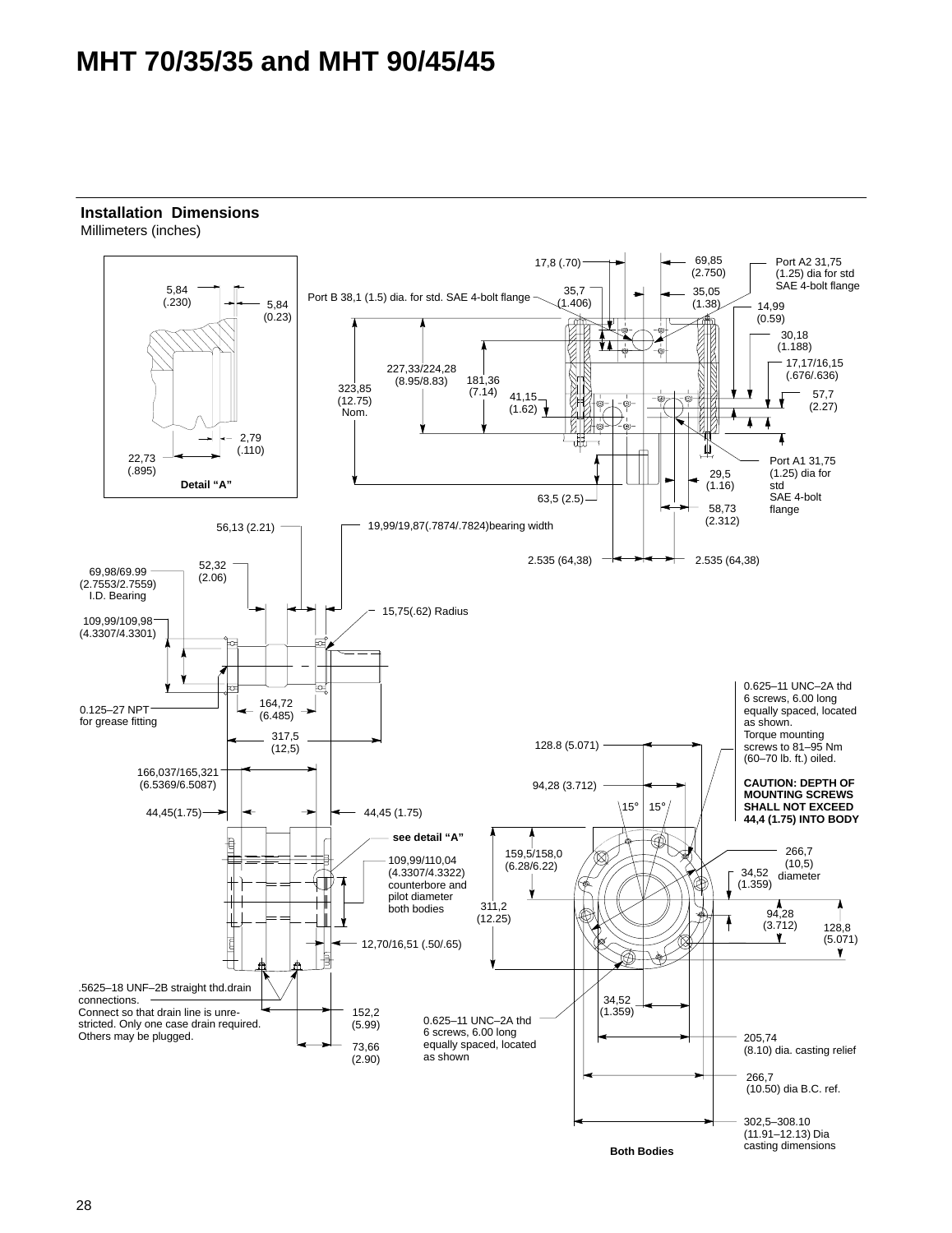# MHT 70/35/35 and MHT 90/45/45

## Installation Dimensions

Millimeters (inches)

Detail "A"

5,84 (.230)

5,84 (0.23)

2,79 (.110)

22,73 (.895)

17,8 (.70)

69,85 (2.750)

Port A2 31,75 (1.25) dia for std SAE 4-bolt flange

Port B 38,1 (1.5) dia. for std. SAE 4-bolt flange

35,7 (1.406)

35,05 (1.38)

14,99 (0.59)

30,18 (1.188)

17,17/16,15 (.676/.636)

57,7 (2.27)

227,33/224,28 (8.95/8.83)

181,36 (7.14)

323,85 (12.75) Nom.

41,15 (1.62)

Port A1 31,75 (1.25) dia for std SAE 4-bolt flange

29,5 (1.16)

63,5 (2.5)

58,73 (2.312)

56,13 (2.21)

19,99/19,87(.7874/.7824)bearing width

2.535 (64,38)

2.535 (64,38)

52,32 (2.06)

69,98/69.99 (2.7553/2.7559) I.D. Bearing

109,99/109,98 (4.3307/4.3301)

15,75(.62) Radius

0.125–27 NPT for grease fitting

164,72 (6.485)

317,5 (12,5)

166,037/165,321 (6.5369/6.5087)

44,45(1.75)

44,45 (1.75)

see detail "A"

109,99/110,04 (4.3307/4.3322) counterbore and pilot diameter both bodies

12,70/16,51 (.50/.65)

.5625–18 UNF–2B straight thd.drain connections. Connect so that drain line is unrestricted. Only one case drain required. Others may be plugged.

152,2 (5.99)

73,66 (2.90)

0.625–11 UNC–2A thd 6 screws, 6.00 long equally spaced, located as shown. Torque mounting screws to 81–95 Nm (60–70 lb. ft.) oiled.

**CAUTION: DEPTH OF MOUNTING SCREWS SHALL NOT EXCEED 44,4 (1.75) INTO BODY**

128.8 (5.071)

94,28 (3.712)

15° 15°

159,5/158,0 (6.28/6.22)

311,2 (12.25)

266,7 (10,5) diameter

34,52 (1.359)

94,28 (3.712)

128,8 (5.071)

34,52 (1.359)

0.625–11 UNC–2A thd 6 screws, 6.00 long equally spaced, located as shown

205,74 (8.10) dia. casting relief

266,7 (10.50) dia B.C. ref.

302,5–308.10 (11.91–12.13) Dia casting dimensions

**Both Bodies**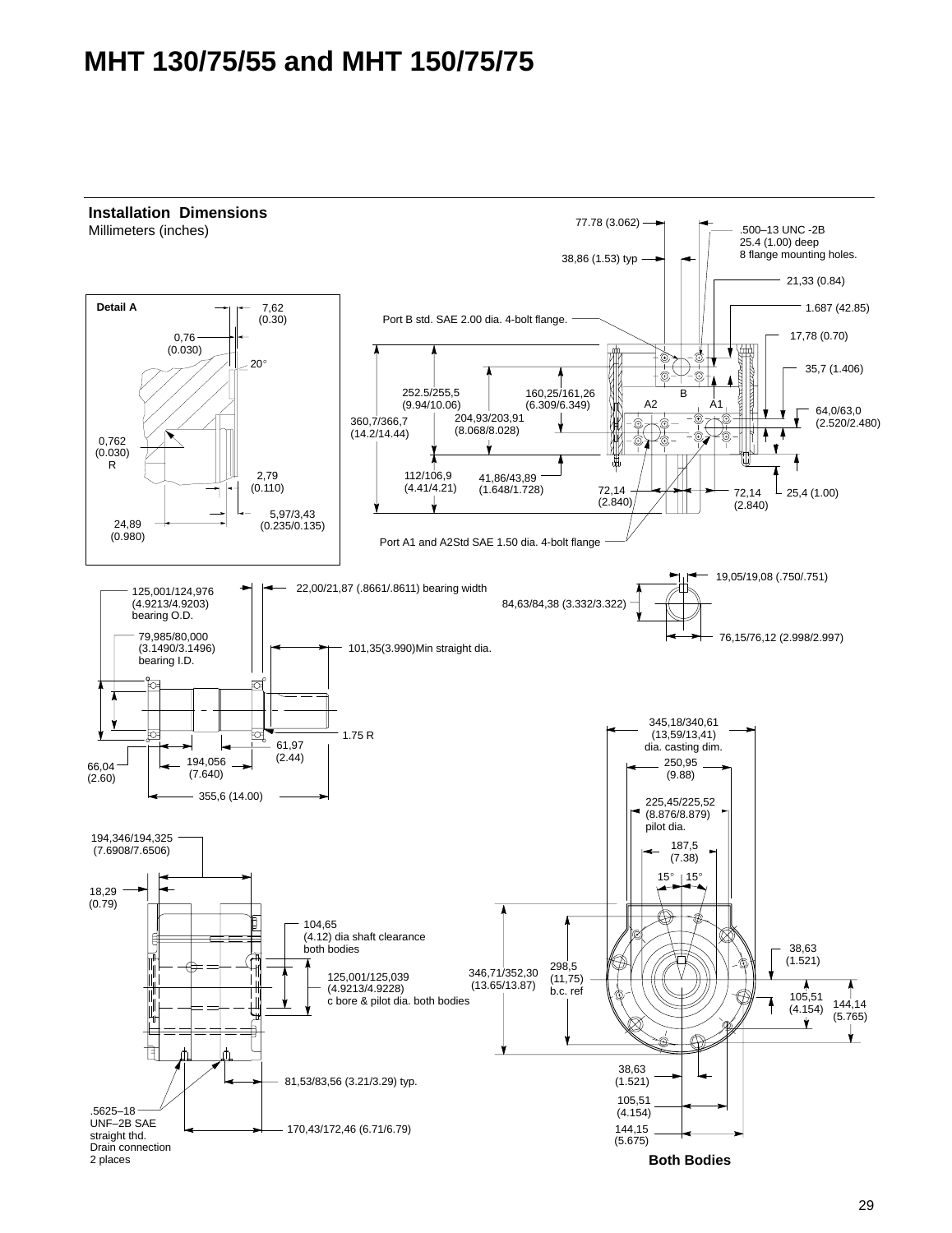# MHT 130/75/55 and MHT 150/75/75

## Installation Dimensions

Millimeters (inches)

**Detail A**

7,62 (0.30)
0,76 (0.030)
20°
0,762 (0.030) R
2,79 (0.110)
5,97/3,43 (0.235/0.135)
24,89 (0.980)

77.78 (3.062)
.500–13 UNC -2B 25.4 (1.00) deep 8 flange mounting holes.
38,86 (1.53) typ
21,33 (0.84)
1.687 (42.85)
17,78 (0.70)
35,7 (1.406)
Port B std. SAE 2.00 dia. 4-bolt flange.
252.5/255,5 (9.94/10.06)
160,25/161,26 (6.309/6.349)
204,93/203,91 (8.068/8.028)
360,7/366,7 (14.2/14.44)
B
A2
A1
64,0/63,0 (2.520/2.480)
112/106,9 (4.41/4.21)
41,86/43,89 (1.648/1.728)
72,14 (2.840)
72,14 (2.840)
25,4 (1.00)
Port A1 and A2Std SAE 1.50 dia. 4-bolt flange

19,05/19,08 (.750/.751)
84,63/84,38 (3.332/3.322)
76,15/76,12 (2.998/2.997)

125,001/124,976 (4.9213/4.9203) bearing O.D.
22,00/21,87 (.8661/.8611) bearing width
79,985/80,000 (3.1490/3.1496) bearing I.D.
101,35(3.990)Min straight dia.
1.75 R
61,97 (2.44)
66,04 (2.60)
194,056 (7.640)
355,6 (14.00)

194,346/194,325 (7.6908/7.6506)
18,29 (0.79)
104,65 (4.12) dia shaft clearance both bodies
125,001/125,039 (4.9213/4.9228) c bore & pilot dia. both bodies
81,53/83,56 (3.21/3.29) typ.
.5625–18 UNF–2B SAE straight thd. Drain connection 2 places
170,43/172,46 (6.71/6.79)

345,18/340,61 (13,59/13,41) dia. casting dim.
250,95 (9.88)
225,45/225,52 (8.876/8.879) pilot dia.
187,5 (7.38)
15° 15°
346,71/352,30 (13.65/13.87)
298,5 (11,75) b.c. ref
38,63 (1.521)
105,51 (4.154)
144,14 (5.765)
38,63 (1.521)
105,51 (4.154)
144,15 (5.675)

**Both Bodies**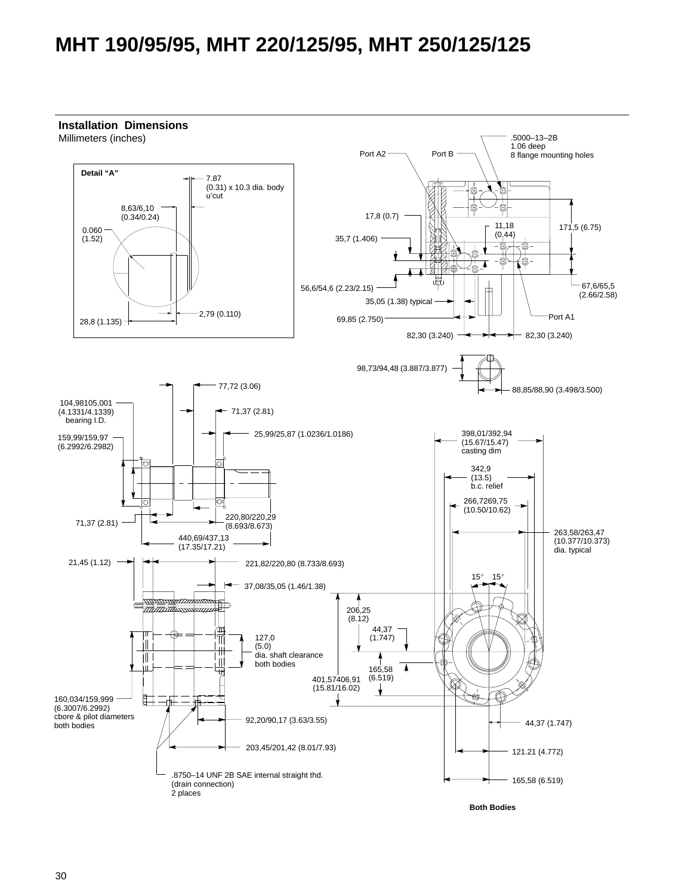# MHT 190/95/95, MHT 220/125/95, MHT 250/125/125

## Installation Dimensions

Millimeters (inches)

**Detail "A"**

7.87 (0.31) x 10.3 dia. body u'cut

8,63/6,10 (0.34/0.24)

0.060 (1.52)

2,79 (0.110)

28,8 (1.135)

Port A2

Port B

.5000–13–2B 1.06 deep 8 flange mounting holes

17,8 (0.7)

11,18 (0,44)

171,5 (6.75)

35,7 (1.406)

56,6/54,6 (2.23/2.15)

67,6/65,5 (2.66/2.58)

35,05 (1.38) typical

69,85 (2.750)

Port A1

82,30 (3.240)

82,30 (3.240)

98,73/94,48 (3.887/3.877)

88,85/88,90 (3.498/3.500)

77,72 (3.06)

104,98105,001 (4.1331/4.1339) bearing I.D.

71,37 (2.81)

25,99/25,87 (1.0236/1.0186)

159,99/159,97 (6.2992/6.2982)

398,01/392,94 (15.67/15.47) casting dim

342,9 (13.5) b.c. relief

266,7269,75 (10.50/10.62)

71,37 (2.81)

220,80/220,29 (8.693/8.673)

440,69/437,13 (17.35/17.21)

263,58/263,47 (10.377/10.373) dia. typical

21,45 (1.12)

221,82/220,80 (8.733/8.693)

15°  15°

37,08/35,05 (1.46/1.38)

206,25 (8.12)

44,37 (1.747)

127,0 (5.0) dia. shaft clearance both bodies

165,58 (6.519)

401,57406,91 (15.81/16.02)

160,034/159,999 (6.3007/6.2992) cbore & pilot diameters both bodies

92,20/90,17 (3.63/3.55)

44,37 (1.747)

203,45/201,42 (8.01/7.93)

121.21 (4.772)

.8750–14 UNF 2B SAE internal straight thd. (drain connection) 2 places

165,58 (6.519)

**Both Bodies**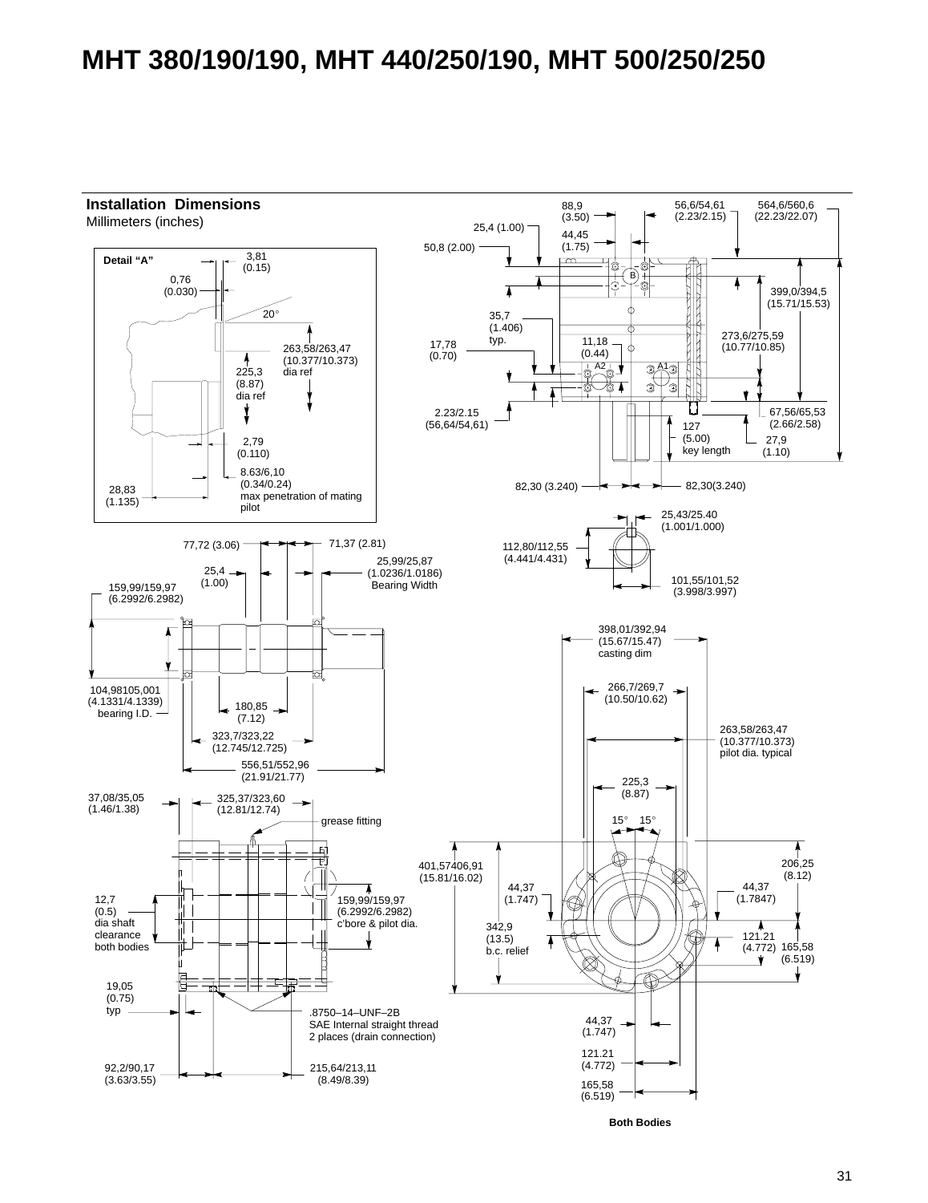# MHT 380/190/190, MHT 440/250/190, MHT 500/250/250

## Installation Dimensions

Millimeters (inches)

**Detail "A"**

3,81 (0.15)

0,76 (0.030)

20°

263,58/263,47 (10.377/10.373) dia ref

225,3 (8.87) dia ref

2,79 (0.110)

8.63/6,10 (0.34/0.24) max penetration of mating pilot

28,83 (1.135)

88,9 (3.50)

25,4 (1.00)

44,45 (1.75)

50,8 (2.00)

56,6/54,61 (2.23/2.15)

564,6/560,6 (22.23/22.07)

399,0/394,5 (15.71/15.53)

35,7 (1.406) typ.

17,78 (0.70)

11,18 (0.44)

273,6/275,59 (10.77/10.85)

2.23/2.15 (56,64/54,61)

67,56/65,53 (2.66/2.58)

127 (5.00) key length

27,9 (1.10)

82,30 (3.240)

82,30(3.240)

25,43/25.40 (1.001/1.000)

112,80/112,55 (4.441/4.431)

101,55/101,52 (3.998/3.997)

77,72 (3.06)

71,37 (2.81)

25,4 (1.00)

25,99/25,87 (1.0236/1.0186) Bearing Width

159,99/159,97 (6.2992/6.2982)

104,98105,001 (4.1331/4.1339) bearing I.D.

180,85 (7.12)

323,7/323,22 (12.745/12.725)

556,51/552,96 (21.91/21.77)

398,01/392,94 (15.67/15.47) casting dim

266,7/269,7 (10.50/10.62)

263,58/263,47 (10.377/10.373) pilot dia. typical

225,3 (8.87)

37,08/35,05 (1.46/1.38)

325,37/323,60 (12.81/12.74)

grease fitting

15° 15°

12,7 (0.5) dia shaft clearance both bodies

159,99/159,97 (6.2992/6.2982) c'bore & pilot dia.

401,57406,91 (15.81/16.02)

44,37 (1.747)

44,37 (1.7847)

206,25 (8.12)

342,9 (13.5) b.c. relief

121.21 (4.772)

165,58 (6.519)

19,05 (0.75) typ

.8750–14–UNF–2B SAE Internal straight thread 2 places (drain connection)

44,37 (1.747)

121.21 (4.772)

92,2/90,17 (3.63/3.55)

215,64/213,11 (8.49/8.39)

165,58 (6.519)

**Both Bodies**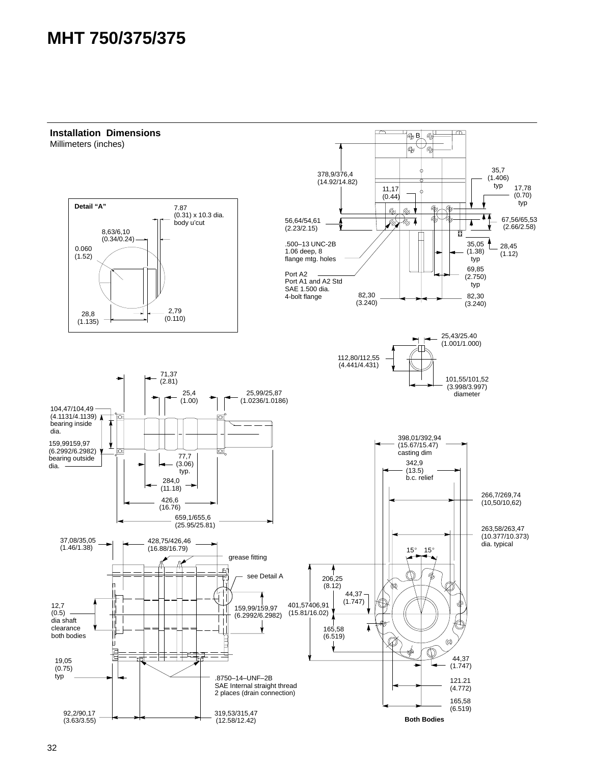# MHT 750/375/375

## Installation Dimensions

Millimeters (inches)

**Detail "A"**

7.87 (0.31) x 10.3 dia. body u'cut

8,63/6,10 (0.34/0.24)

0.060 (1.52)

28,8 (1.135)

2,79 (0.110)

B

378,9/376,4 (14.92/14.82)

11,17 (0.44)

35,7 (1.406) typ

17,78 (0.70) typ

56,64/54,61 (2.23/2.15)

67,56/65,53 (2.66/2.58)

.500–13 UNC-2B 1.06 deep, 8 flange mtg. holes

35,05 (1.38) typ

28,45 (1.12)

Port A2
Port A1 and A2 Std SAE 1.500 dia. 4-bolt flange

69,85 (2.750) typ

82,30 (3.240)

82,30 (3.240)

25,43/25.40 (1.001/1.000)

112,80/112,55 (4.441/4.431)

101,55/101,52 (3.998/3.997) diameter

71,37 (2.81)

25,4 (1.00)

25,99/25,87 (1.0236/1.0186)

104,47/104,49 (4.1131/4.1139) bearing inside dia.

159,99159,97 (6.2992/6.2982) bearing outside dia.

77,7 (3.06) typ.

284,0 (11.18)

426,6 (16.76)

659,1/655,6 (25.95/25.81)

398,01/392,94 (15.67/15.47) casting dim

342,9 (13.5) b.c. relief

266,7/269,74 (10,50/10,62)

263,58/263,47 (10.377/10.373) dia. typical

37,08/35,05 (1.46/1.38)

428,75/426,46 (16.88/16.79)

grease fitting

see Detail A

12,7 (0.5) dia shaft clearance both bodies

159,99/159,97 (6.2992/6.2982)

15° 15°

206,25 (8.12)

44,37 (1.747)

401,57406,91 (15.81/16.02)

165,58 (6.519)

19,05 (0.75) typ

.8750–14–UNF–2B SAE Internal straight thread 2 places (drain connection)

44,37 (1.747)

121.21 (4.772)

165,58 (6.519)

92,2/90,17 (3.63/3.55)

319,53/315,47 (12.58/12.42)

**Both Bodies**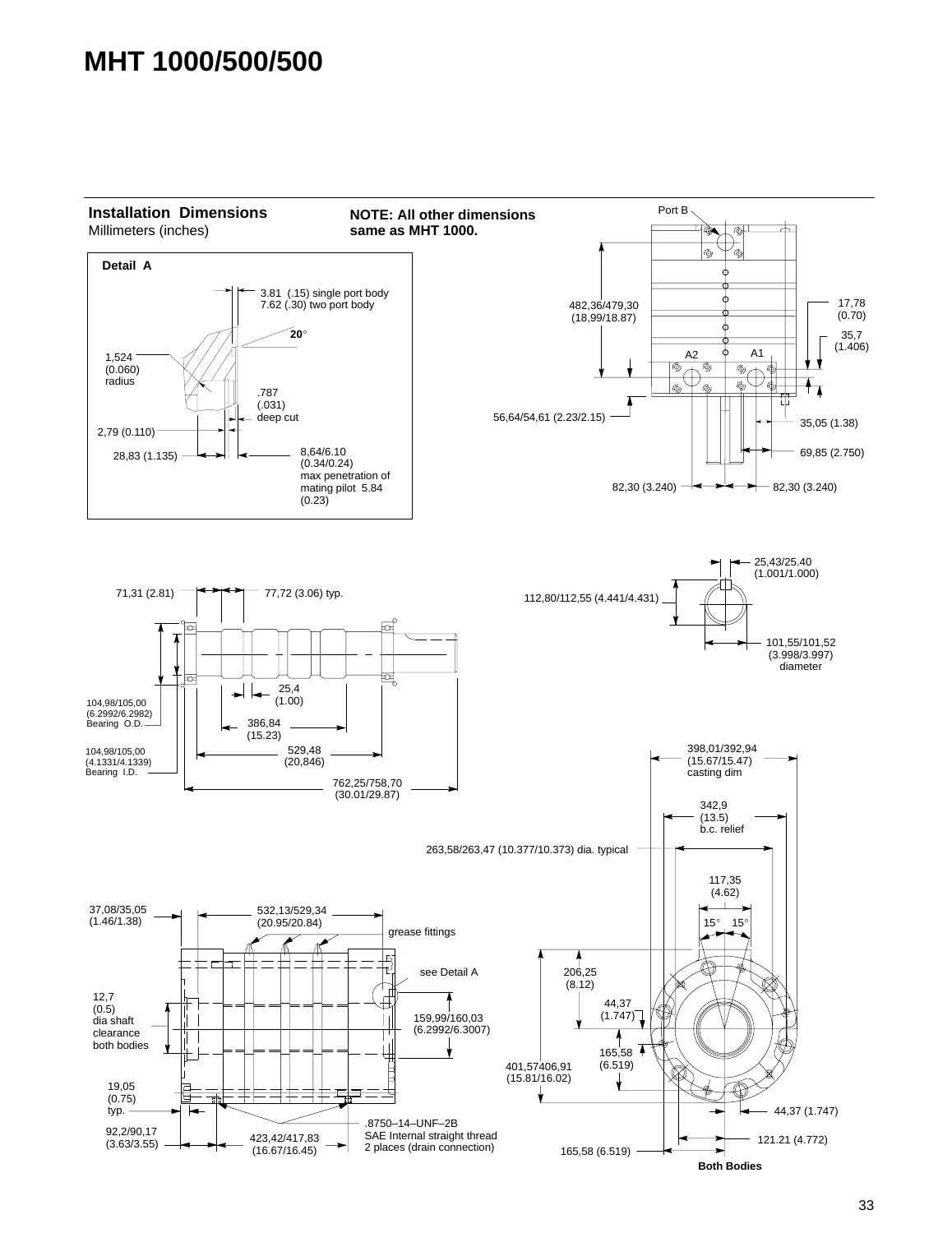# MHT 1000/500/500

## Installation Dimensions

Millimeters (inches)

**NOTE: All other dimensions same as MHT 1000.**

### Detail A

3.81 (.15) single port body
7.62 (.30) two port body

20°

1,524 (0.060) radius

.787 (.031) deep cut

2,79 (0.110)

28,83 (1.135)

8,64/6.10 (0.34/0.24) max penetration of mating pilot 5.84 (0.23)

Port B

482,36/479,30 (18,99/18.87)

17,78 (0.70)

35,7 (1.406)

A2

A1

56,64/54,61 (2.23/2.15)

35,05 (1.38)

69,85 (2.750)

82,30 (3.240)

82,30 (3.240)

71,31 (2.81)

77,72 (3.06) typ.

25,4 (1.00)

104,98/105,00 (6.2992/6.2982) Bearing O.D.

386,84 (15.23)

104,98/105,00 (4.1331/4.1339) Bearing I.D.

529,48 (20,846)

762,25/758,70 (30.01/29.87)

25,43/25.40 (1.001/1.000)

112,80/112,55 (4.441/4.431)

101,55/101,52 (3.998/3.997) diameter

398,01/392,94 (15.67/15.47) casting dim

342,9 (13.5) b.c. relief

263,58/263,47 (10.377/10.373) dia. typical

117,35 (4.62)

15° 15°

37,08/35,05 (1.46/1.38)

532,13/529,34 (20.95/20.84)

grease fittings

see Detail A

12,7 (0.5) dia shaft clearance both bodies

159,99/160,03 (6.2992/6.3007)

206,25 (8.12)

44,37 (1.747)

165,58 (6.519)

401,57406,91 (15.81/16.02)

19,05 (0.75) typ.

44,37 (1.747)

92,2/90,17 (3.63/3.55)

423,42/417,83 (16.67/16.45)

.8750–14–UNF–2B SAE Internal straight thread 2 places (drain connection)

121.21 (4.772)

165,58 (6.519)

**Both Bodies**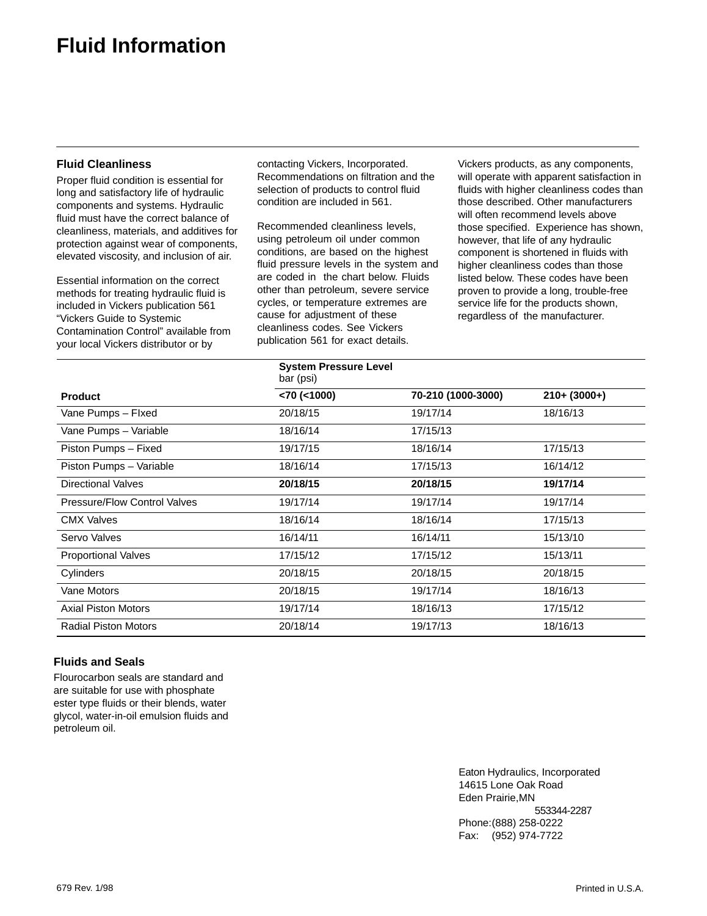# Fluid Information

### Fluid Cleanliness

Proper fluid condition is essential for long and satisfactory life of hydraulic components and systems. Hydraulic fluid must have the correct balance of cleanliness, materials, and additives for protection against wear of components, elevated viscosity, and inclusion of air.

Essential information on the correct methods for treating hydraulic fluid is included in Vickers publication 561 “Vickers Guide to Systemic Contamination Control” available from your local Vickers distributor or by contacting Vickers, Incorporated. Recommendations on filtration and the selection of products to control fluid condition are included in 561.

Recommended cleanliness levels, using petroleum oil under common conditions, are based on the highest fluid pressure levels in the system and are coded in the chart below. Fluids other than petroleum, severe service cycles, or temperature extremes are cause for adjustment of these cleanliness codes. See Vickers publication 561 for exact details.

Vickers products, as any components, will operate with apparent satisfaction in fluids with higher cleanliness codes than those described. Other manufacturers will often recommend levels above those specified. Experience has shown, however, that life of any hydraulic component is shortened in fluids with higher cleanliness codes than those listed below. These codes have been proven to provide a long, trouble-free service life for the products shown, regardless of the manufacturer.

| | **System Pressure Level** bar (psi) | | |
|---|---|---|---|
| **Product** | **<70 (<1000)** | **70-210 (1000-3000)** | **210+ (3000+)** |
| Vane Pumps – FIxed | 20/18/15 | 19/17/14 | 18/16/13 |
| Vane Pumps – Variable | 18/16/14 | 17/15/13 | |
| Piston Pumps – Fixed | 19/17/15 | 18/16/14 | 17/15/13 |
| Piston Pumps – Variable | 18/16/14 | 17/15/13 | 16/14/12 |
| Directional Valves | **20/18/15** | **20/18/15** | **19/17/14** |
| Pressure/Flow Control Valves | 19/17/14 | 19/17/14 | 19/17/14 |
| CMX Valves | 18/16/14 | 18/16/14 | 17/15/13 |
| Servo Valves | 16/14/11 | 16/14/11 | 15/13/10 |
| Proportional Valves | 17/15/12 | 17/15/12 | 15/13/11 |
| Cylinders | 20/18/15 | 20/18/15 | 20/18/15 |
| Vane Motors | 20/18/15 | 19/17/14 | 18/16/13 |
| Axial Piston Motors | 19/17/14 | 18/16/13 | 17/15/12 |
| Radial Piston Motors | 20/18/14 | 19/17/13 | 18/16/13 |

### Fluids and Seals

Flourocarbon seals are standard and are suitable for use with phosphate ester type fluids or their blends, water glycol, water-in-oil emulsion fluids and petroleum oil.

Eaton Hydraulics, Incorporated
14615 Lone Oak Road
Eden Prairie,MN
553344-2287
Phone:(888) 258-0222
Fax: (952) 974-7722

679 Rev. 1/98

Printed in U.S.A.